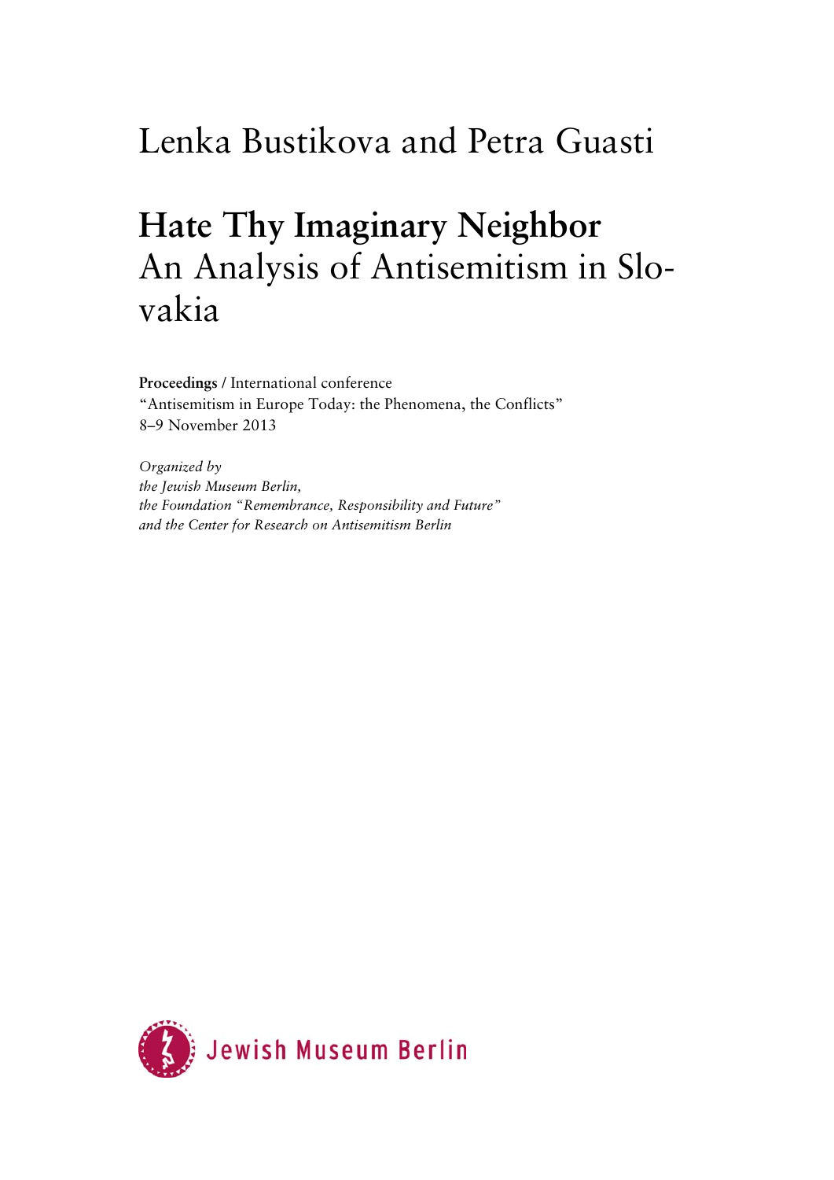Lenka Bustikova and Petra Guasti

# Hate Thy Imaginary Neighbor

## An Analysis of Antisemitism in Slovakia

**Proceedings** / International conference
"Antisemitism in Europe Today: the Phenomena, the Conflicts"
8–9 November 2013

*Organized by*
*the Jewish Museum Berlin,*
*the Foundation "Remembrance, Responsibility and Future"*
*and the Center for Research on Antisemitism Berlin*

Jewish Museum Berlin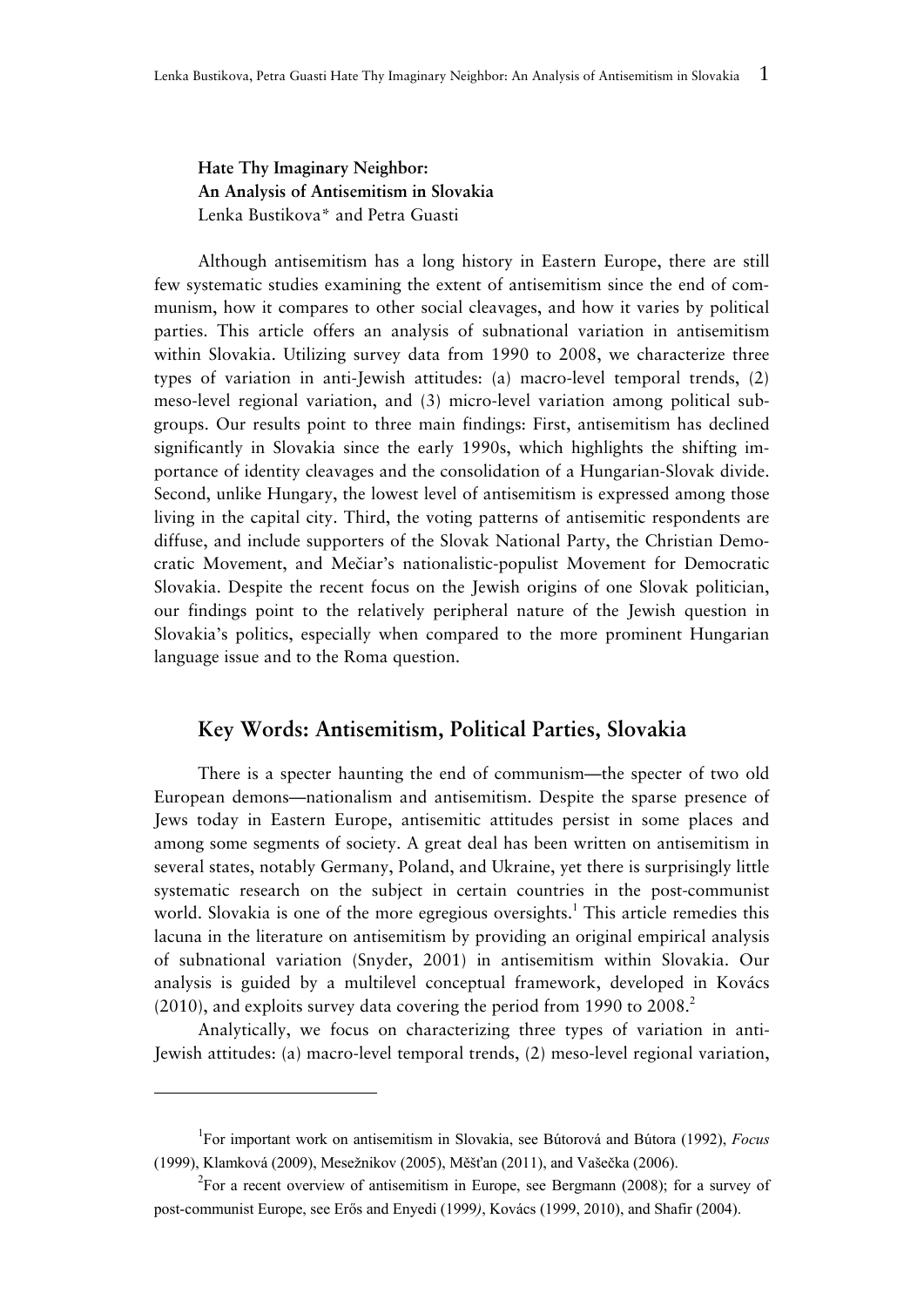**Hate Thy Imaginary Neighbor:**
**An Analysis of Antisemitism in Slovakia**
Lenka Bustikova* and Petra Guasti

Although antisemitism has a long history in Eastern Europe, there are still few systematic studies examining the extent of antisemitism since the end of communism, how it compares to other social cleavages, and how it varies by political parties. This article offers an analysis of subnational variation in antisemitism within Slovakia. Utilizing survey data from 1990 to 2008, we characterize three types of variation in anti-Jewish attitudes: (a) macro-level temporal trends, (2) meso-level regional variation, and (3) micro-level variation among political subgroups. Our results point to three main findings: First, antisemitism has declined significantly in Slovakia since the early 1990s, which highlights the shifting importance of identity cleavages and the consolidation of a Hungarian-Slovak divide. Second, unlike Hungary, the lowest level of antisemitism is expressed among those living in the capital city. Third, the voting patterns of antisemitic respondents are diffuse, and include supporters of the Slovak National Party, the Christian Democratic Movement, and Mečiar's nationalistic-populist Movement for Democratic Slovakia. Despite the recent focus on the Jewish origins of one Slovak politician, our findings point to the relatively peripheral nature of the Jewish question in Slovakia's politics, especially when compared to the more prominent Hungarian language issue and to the Roma question.

## Key Words: Antisemitism, Political Parties, Slovakia

There is a specter haunting the end of communism—the specter of two old European demons—nationalism and antisemitism. Despite the sparse presence of Jews today in Eastern Europe, antisemitic attitudes persist in some places and among some segments of society. A great deal has been written on antisemitism in several states, notably Germany, Poland, and Ukraine, yet there is surprisingly little systematic research on the subject in certain countries in the post-communist world. Slovakia is one of the more egregious oversights.[1] This article remedies this lacuna in the literature on antisemitism by providing an original empirical analysis of subnational variation (Snyder, 2001) in antisemitism within Slovakia. Our analysis is guided by a multilevel conceptual framework, developed in Kovács (2010), and exploits survey data covering the period from 1990 to 2008.[2]

Analytically, we focus on characterizing three types of variation in anti-Jewish attitudes: (a) macro-level temporal trends, (2) meso-level regional variation,

[1] For important work on antisemitism in Slovakia, see Bútorová and Bútora (1992), *Focus* (1999), Klamková (2009), Mesežnikov (2005), Měšťan (2011), and Vašečka (2006).

[2] For a recent overview of antisemitism in Europe, see Bergmann (2008); for a survey of post-communist Europe, see Erős and Enyedi (1999), Kovács (1999, 2010), and Shafir (2004).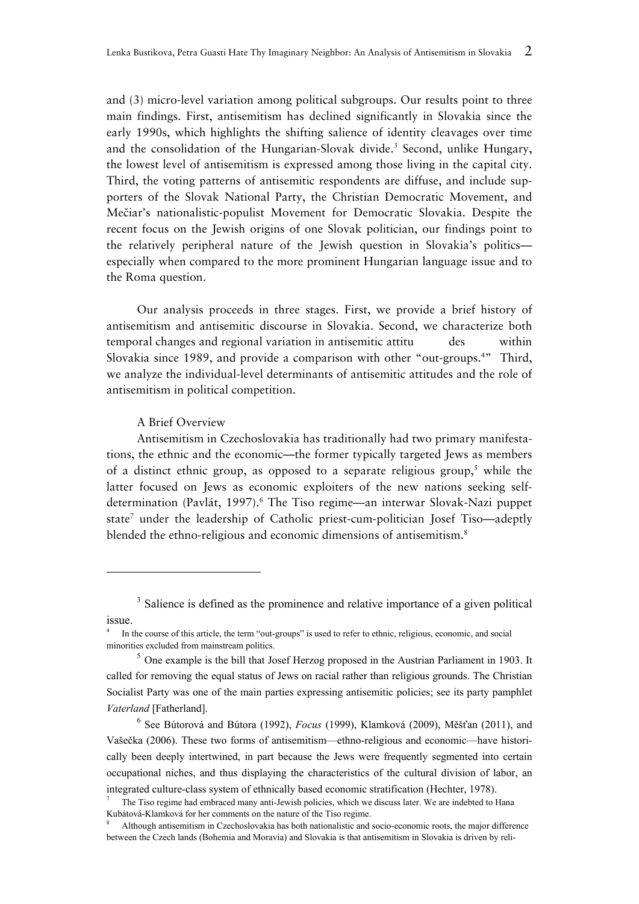and (3) micro-level variation among political subgroups. Our results point to three main findings. First, antisemitism has declined significantly in Slovakia since the early 1990s, which highlights the shifting salience of identity cleavages over time and the consolidation of the Hungarian-Slovak divide.[3] Second, unlike Hungary, the lowest level of antisemitism is expressed among those living in the capital city. Third, the voting patterns of antisemitic respondents are diffuse, and include supporters of the Slovak National Party, the Christian Democratic Movement, and Mečiar's nationalistic-populist Movement for Democratic Slovakia. Despite the recent focus on the Jewish origins of one Slovak politician, our findings point to the relatively peripheral nature of the Jewish question in Slovakia's politics—especially when compared to the more prominent Hungarian language issue and to the Roma question.

Our analysis proceeds in three stages. First, we provide a brief history of antisemitism and antisemitic discourse in Slovakia. Second, we characterize both temporal changes and regional variation in antisemitic attitu des within Slovakia since 1989, and provide a comparison with other "out-groups.[4]" Third, we analyze the individual-level determinants of antisemitic attitudes and the role of antisemitism in political competition.

## A Brief Overview

Antisemitism in Czechoslovakia has traditionally had two primary manifestations, the ethnic and the economic—the former typically targeted Jews as members of a distinct ethnic group, as opposed to a separate religious group,[5] while the latter focused on Jews as economic exploiters of the new nations seeking self-determination (Pavlát, 1997).[6] The Tiso regime—an interwar Slovak-Nazi puppet state[7] under the leadership of Catholic priest-cum-politician Josef Tiso—adeptly blended the ethno-religious and economic dimensions of antisemitism.[8]

---

[3] Salience is defined as the prominence and relative importance of a given political issue.

[4] In the course of this article, the term "out-groups" is used to refer to ethnic, religious, economic, and social minorities excluded from mainstream politics.

[5] One example is the bill that Josef Herzog proposed in the Austrian Parliament in 1903. It called for removing the equal status of Jews on racial rather than religious grounds. The Christian Socialist Party was one of the main parties expressing antisemitic policies; see its party pamphlet *Vaterland* [Fatherland].

[6] See Bútorová and Bútora (1992), *Focus* (1999), Klamková (2009), Měšťan (2011), and Vašečka (2006). These two forms of antisemitism—ethno-religious and economic—have historically been deeply intertwined, in part because the Jews were frequently segmented into certain occupational niches, and thus displaying the characteristics of the cultural division of labor, an integrated culture-class system of ethnically based economic stratification (Hechter, 1978).

[7] The Tiso regime had embraced many anti-Jewish policies, which we discuss later. We are indebted to Hana Kubátová-Klamková for her comments on the nature of the Tiso regime.

[8] Although antisemitism in Czechoslovakia has both nationalistic and socio-economic roots, the major difference between the Czech lands (Bohemia and Moravia) and Slovakia is that antisemitism in Slovakia is driven by reli-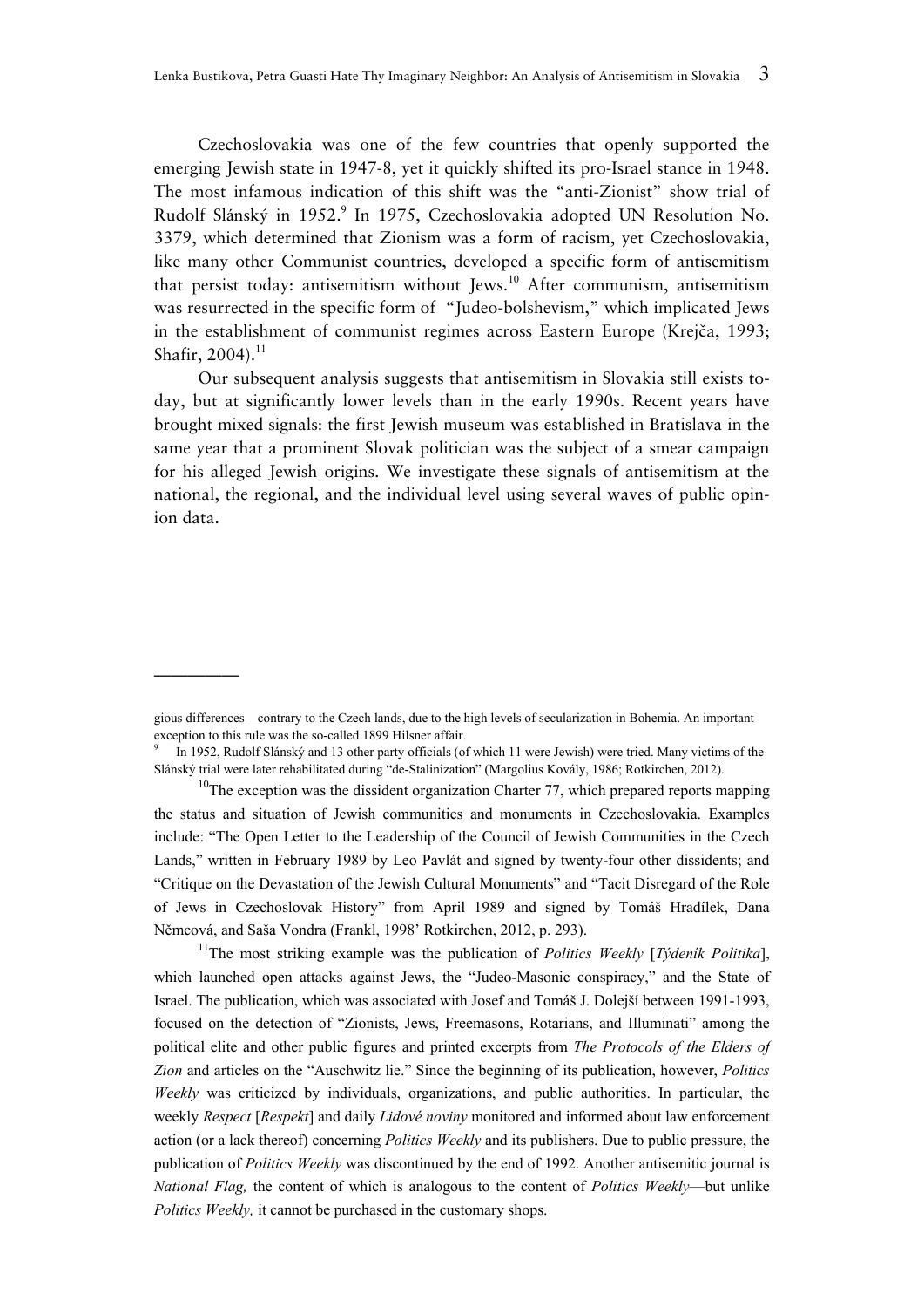Czechoslovakia was one of the few countries that openly supported the emerging Jewish state in 1947-8, yet it quickly shifted its pro-Israel stance in 1948. The most infamous indication of this shift was the "anti-Zionist" show trial of Rudolf Slánský in 1952.[9] In 1975, Czechoslovakia adopted UN Resolution No. 3379, which determined that Zionism was a form of racism, yet Czechoslovakia, like many other Communist countries, developed a specific form of antisemitism that persist today: antisemitism without Jews.[10] After communism, antisemitism was resurrected in the specific form of "Judeo-bolshevism," which implicated Jews in the establishment of communist regimes across Eastern Europe (Krejča, 1993; Shafir, 2004).[11]

Our subsequent analysis suggests that antisemitism in Slovakia still exists today, but at significantly lower levels than in the early 1990s. Recent years have brought mixed signals: the first Jewish museum was established in Bratislava in the same year that a prominent Slovak politician was the subject of a smear campaign for his alleged Jewish origins. We investigate these signals of antisemitism at the national, the regional, and the individual level using several waves of public opinion data.

---

gious differences—contrary to the Czech lands, due to the high levels of secularization in Bohemia. An important exception to this rule was the so-called 1899 Hilsner affair.

[9] In 1952, Rudolf Slánský and 13 other party officials (of which 11 were Jewish) were tried. Many victims of the Slánský trial were later rehabilitated during "de-Stalinization" (Margolius Kovály, 1986; Rotkirchen, 2012).

[10] The exception was the dissident organization Charter 77, which prepared reports mapping the status and situation of Jewish communities and monuments in Czechoslovakia. Examples include: "The Open Letter to the Leadership of the Council of Jewish Communities in the Czech Lands," written in February 1989 by Leo Pavlát and signed by twenty-four other dissidents; and "Critique on the Devastation of the Jewish Cultural Monuments" and "Tacit Disregard of the Role of Jews in Czechoslovak History" from April 1989 and signed by Tomáš Hradílek, Dana Němcová, and Saša Vondra (Frankl, 1998' Rotkirchen, 2012, p. 293).

[11] The most striking example was the publication of *Politics Weekly* [*Týdeník Politika*], which launched open attacks against Jews, the "Judeo-Masonic conspiracy," and the State of Israel. The publication, which was associated with Josef and Tomáš J. Dolejší between 1991-1993, focused on the detection of "Zionists, Jews, Freemasons, Rotarians, and Illuminati" among the political elite and other public figures and printed excerpts from *The Protocols of the Elders of Zion* and articles on the "Auschwitz lie." Since the beginning of its publication, however, *Politics Weekly* was criticized by individuals, organizations, and public authorities. In particular, the weekly *Respect* [*Respekt*] and daily *Lidové noviny* monitored and informed about law enforcement action (or a lack thereof) concerning *Politics Weekly* and its publishers. Due to public pressure, the publication of *Politics Weekly* was discontinued by the end of 1992. Another antisemitic journal is *National Flag,* the content of which is analogous to the content of *Politics Weekly*—but unlike *Politics Weekly,* it cannot be purchased in the customary shops.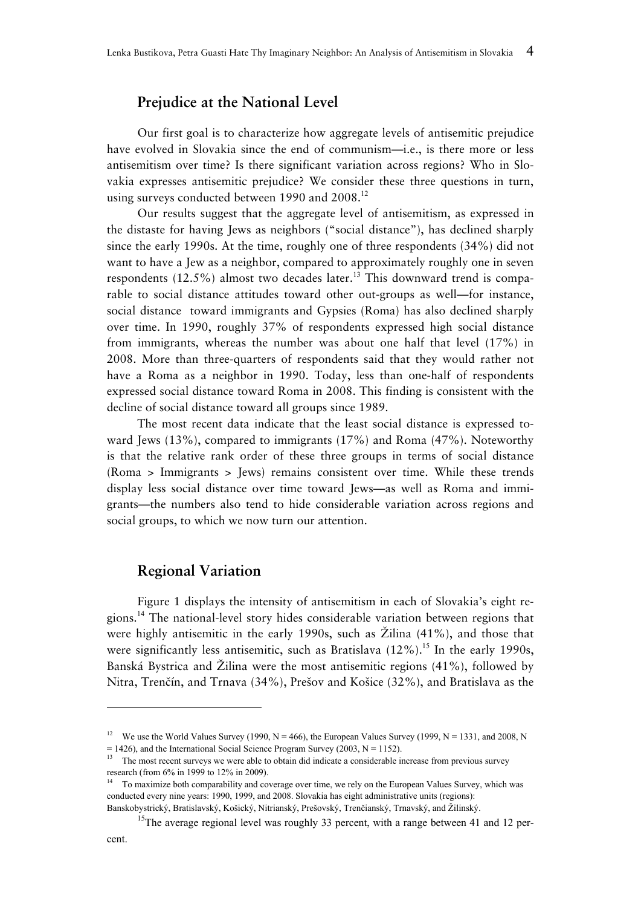## Prejudice at the National Level

Our first goal is to characterize how aggregate levels of antisemitic prejudice have evolved in Slovakia since the end of communism—i.e., is there more or less antisemitism over time? Is there significant variation across regions? Who in Slovakia expresses antisemitic prejudice? We consider these three questions in turn, using surveys conducted between 1990 and 2008.[12]

Our results suggest that the aggregate level of antisemitism, as expressed in the distaste for having Jews as neighbors ("social distance"), has declined sharply since the early 1990s. At the time, roughly one of three respondents (34%) did not want to have a Jew as a neighbor, compared to approximately roughly one in seven respondents (12.5%) almost two decades later.[13] This downward trend is comparable to social distance attitudes toward other out-groups as well—for instance, social distance toward immigrants and Gypsies (Roma) has also declined sharply over time. In 1990, roughly 37% of respondents expressed high social distance from immigrants, whereas the number was about one half that level (17%) in 2008. More than three-quarters of respondents said that they would rather not have a Roma as a neighbor in 1990. Today, less than one-half of respondents expressed social distance toward Roma in 2008. This finding is consistent with the decline of social distance toward all groups since 1989.

The most recent data indicate that the least social distance is expressed toward Jews (13%), compared to immigrants (17%) and Roma (47%). Noteworthy is that the relative rank order of these three groups in terms of social distance (Roma > Immigrants > Jews) remains consistent over time. While these trends display less social distance over time toward Jews—as well as Roma and immigrants—the numbers also tend to hide considerable variation across regions and social groups, to which we now turn our attention.

## Regional Variation

Figure 1 displays the intensity of antisemitism in each of Slovakia's eight regions.[14] The national-level story hides considerable variation between regions that were highly antisemitic in the early 1990s, such as Žilina (41%), and those that were significantly less antisemitic, such as Bratislava (12%).[15] In the early 1990s, Banská Bystrica and Žilina were the most antisemitic regions (41%), followed by Nitra, Trenčín, and Trnava (34%), Prešov and Košice (32%), and Bratislava as the

---

[12] We use the World Values Survey (1990, N = 466), the European Values Survey (1999, N = 1331, and 2008, N = 1426), and the International Social Science Program Survey (2003, N = 1152).

[13] The most recent surveys we were able to obtain did indicate a considerable increase from previous survey research (from 6% in 1999 to 12% in 2009).

[14] To maximize both comparability and coverage over time, we rely on the European Values Survey, which was conducted every nine years: 1990, 1999, and 2008. Slovakia has eight administrative units (regions): Banskobystrický, Bratislavský, Košický, Nitriansky, Prešovský, Trenčiansky, Trnavský, and Žilinský.

[15] The average regional level was roughly 33 percent, with a range between 41 and 12 percent.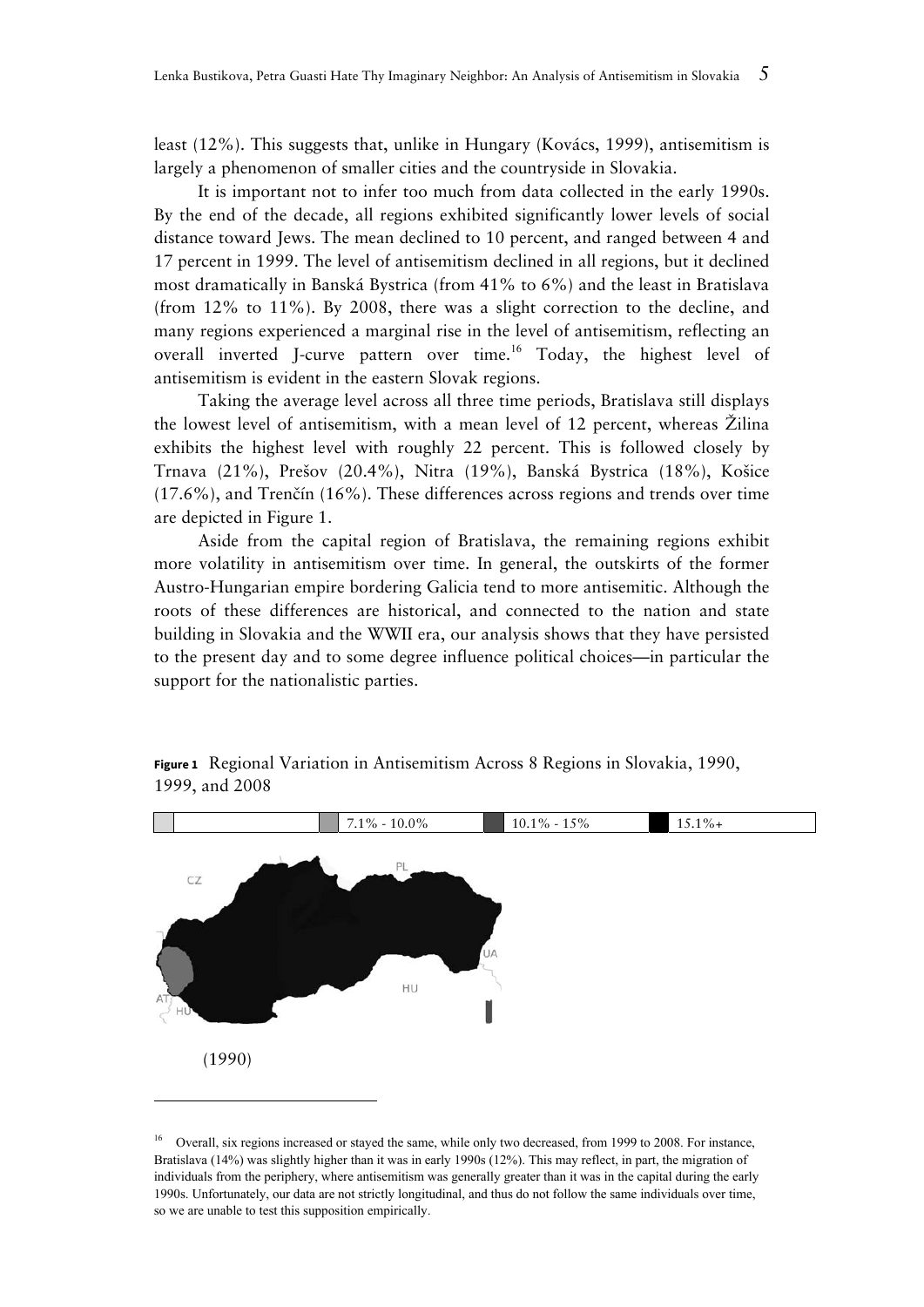least (12%). This suggests that, unlike in Hungary (Kovács, 1999), antisemitism is largely a phenomenon of smaller cities and the countryside in Slovakia.

It is important not to infer too much from data collected in the early 1990s. By the end of the decade, all regions exhibited significantly lower levels of social distance toward Jews. The mean declined to 10 percent, and ranged between 4 and 17 percent in 1999. The level of antisemitism declined in all regions, but it declined most dramatically in Banská Bystrica (from 41% to 6%) and the least in Bratislava (from 12% to 11%). By 2008, there was a slight correction to the decline, and many regions experienced a marginal rise in the level of antisemitism, reflecting an overall inverted J-curve pattern over time.[16] Today, the highest level of antisemitism is evident in the eastern Slovak regions.

Taking the average level across all three time periods, Bratislava still displays the lowest level of antisemitism, with a mean level of 12 percent, whereas Žilina exhibits the highest level with roughly 22 percent. This is followed closely by Trnava (21%), Prešov (20.4%), Nitra (19%), Banská Bystrica (18%), Košice (17.6%), and Trenčín (16%). These differences across regions and trends over time are depicted in Figure 1.

Aside from the capital region of Bratislava, the remaining regions exhibit more volatility in antisemitism over time. In general, the outskirts of the former Austro-Hungarian empire bordering Galicia tend to more antisemitic. Although the roots of these differences are historical, and connected to the nation and state building in Slovakia and the WWII era, our analysis shows that they have persisted to the present day and to some degree influence political choices—in particular the support for the nationalistic parties.

**Figure 1** Regional Variation in Antisemitism Across 8 Regions in Slovakia, 1990, 1999, and 2008

| | 7.1% - 10.0% | 10.1% - 15% | 15.1%+ |
|---|---|---|---|

CZ PL UA AT HU HU

(1990)

[16] Overall, six regions increased or stayed the same, while only two decreased, from 1999 to 2008. For instance, Bratislava (14%) was slightly higher than it was in early 1990s (12%). This may reflect, in part, the migration of individuals from the periphery, where antisemitism was generally greater than it was in the capital during the early 1990s. Unfortunately, our data are not strictly longitudinal, and thus do not follow the same individuals over time, so we are unable to test this supposition empirically.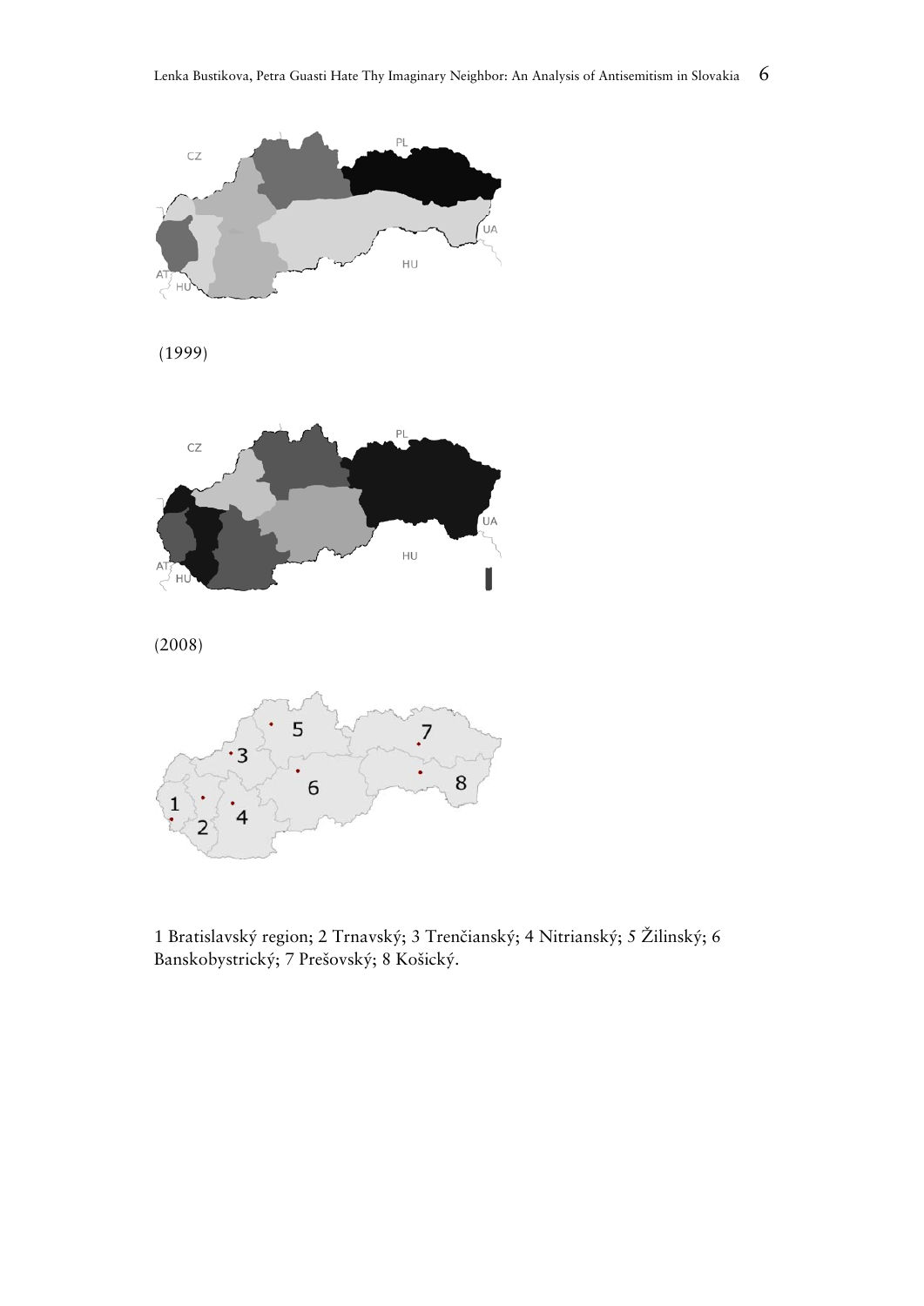(1999)

(2008)

1 Bratislavský region; 2 Trnavský; 3 Trenčianský; 4 Nitrianský; 5 Žilinský; 6 Banskobystrický; 7 Prešovský; 8 Košický.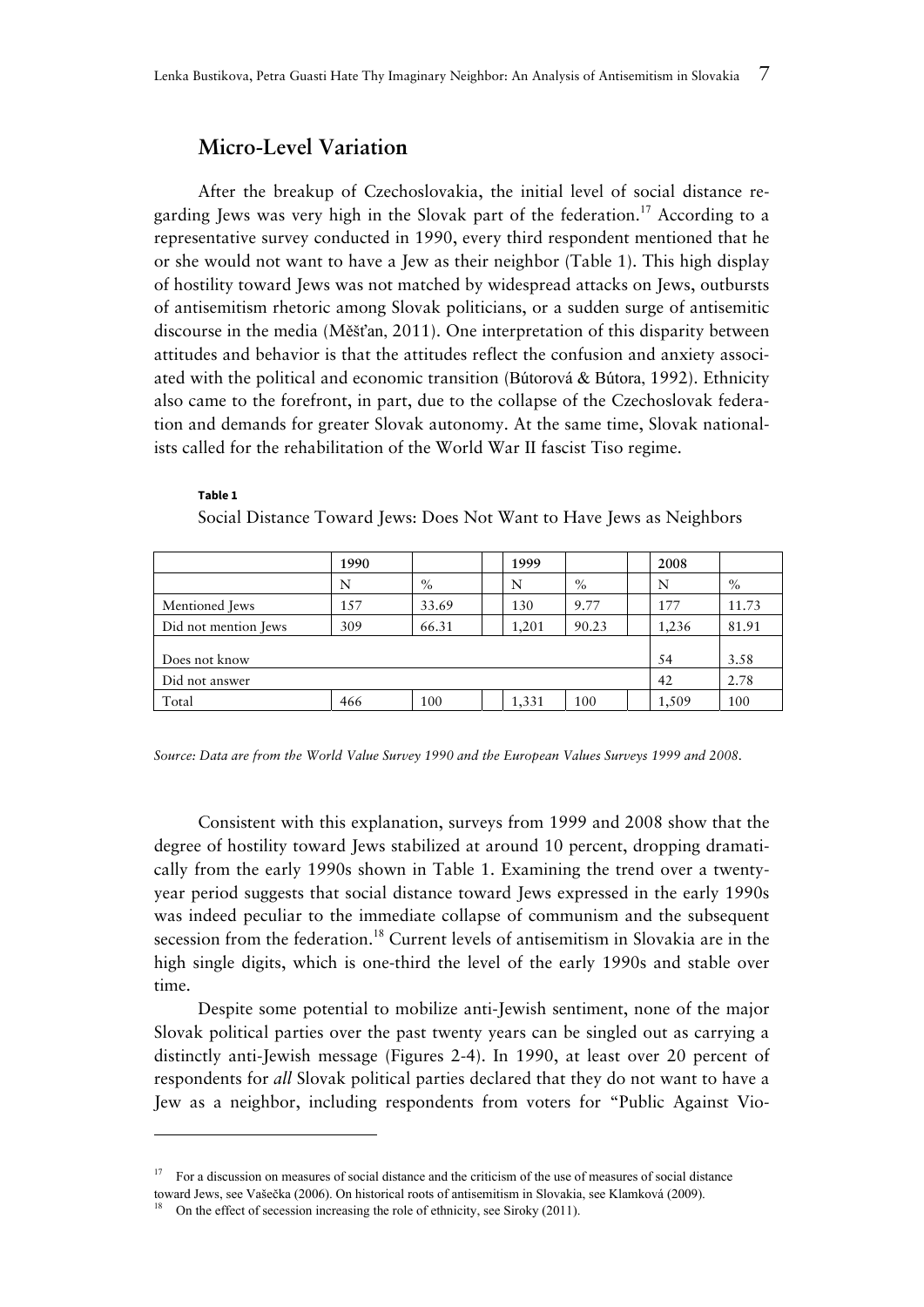## Micro-Level Variation

After the breakup of Czechoslovakia, the initial level of social distance regarding Jews was very high in the Slovak part of the federation.[17] According to a representative survey conducted in 1990, every third respondent mentioned that he or she would not want to have a Jew as their neighbor (Table 1). This high display of hostility toward Jews was not matched by widespread attacks on Jews, outbursts of antisemitism rhetoric among Slovak politicians, or a sudden surge of antisemitic discourse in the media (Měšťan, 2011). One interpretation of this disparity between attitudes and behavior is that the attitudes reflect the confusion and anxiety associated with the political and economic transition (Bůtorová & Bůtora, 1992). Ethnicity also came to the forefront, in part, due to the collapse of the Czechoslovak federation and demands for greater Slovak autonomy. At the same time, Slovak nationalists called for the rehabilitation of the World War II fascist Tiso regime.

**Table 1**

Social Distance Toward Jews: Does Not Want to Have Jews as Neighbors

| | 1990 | | | 1999 | | | 2008 | |
|---|---|---|---|---|---|---|---|---|
| | N | % | | N | % | | N | % |
| Mentioned Jews | 157 | 33.69 | | 130 | 9.77 | | 177 | 11.73 |
| Did not mention Jews | 309 | 66.31 | | 1,201 | 90.23 | | 1,236 | 81.91 |
| Does not know | | | | | | | 54 | 3.58 |
| Did not answer | | | | | | | 42 | 2.78 |
| Total | 466 | 100 | | 1,331 | 100 | | 1,509 | 100 |

*Source: Data are from the World Value Survey 1990 and the European Values Surveys 1999 and 2008.*

Consistent with this explanation, surveys from 1999 and 2008 show that the degree of hostility toward Jews stabilized at around 10 percent, dropping dramatically from the early 1990s shown in Table 1. Examining the trend over a twenty-year period suggests that social distance toward Jews expressed in the early 1990s was indeed peculiar to the immediate collapse of communism and the subsequent secession from the federation.[18] Current levels of antisemitism in Slovakia are in the high single digits, which is one-third the level of the early 1990s and stable over time.

Despite some potential to mobilize anti-Jewish sentiment, none of the major Slovak political parties over the past twenty years can be singled out as carrying a distinctly anti-Jewish message (Figures 2-4). In 1990, at least over 20 percent of respondents for *all* Slovak political parties declared that they do not want to have a Jew as a neighbor, including respondents from voters for "Public Against Vio-

---

[17] For a discussion on measures of social distance and the criticism of the use of measures of social distance toward Jews, see Vašečka (2006). On historical roots of antisemitism in Slovakia, see Klamková (2009).

[18] On the effect of secession increasing the role of ethnicity, see Siroky (2011).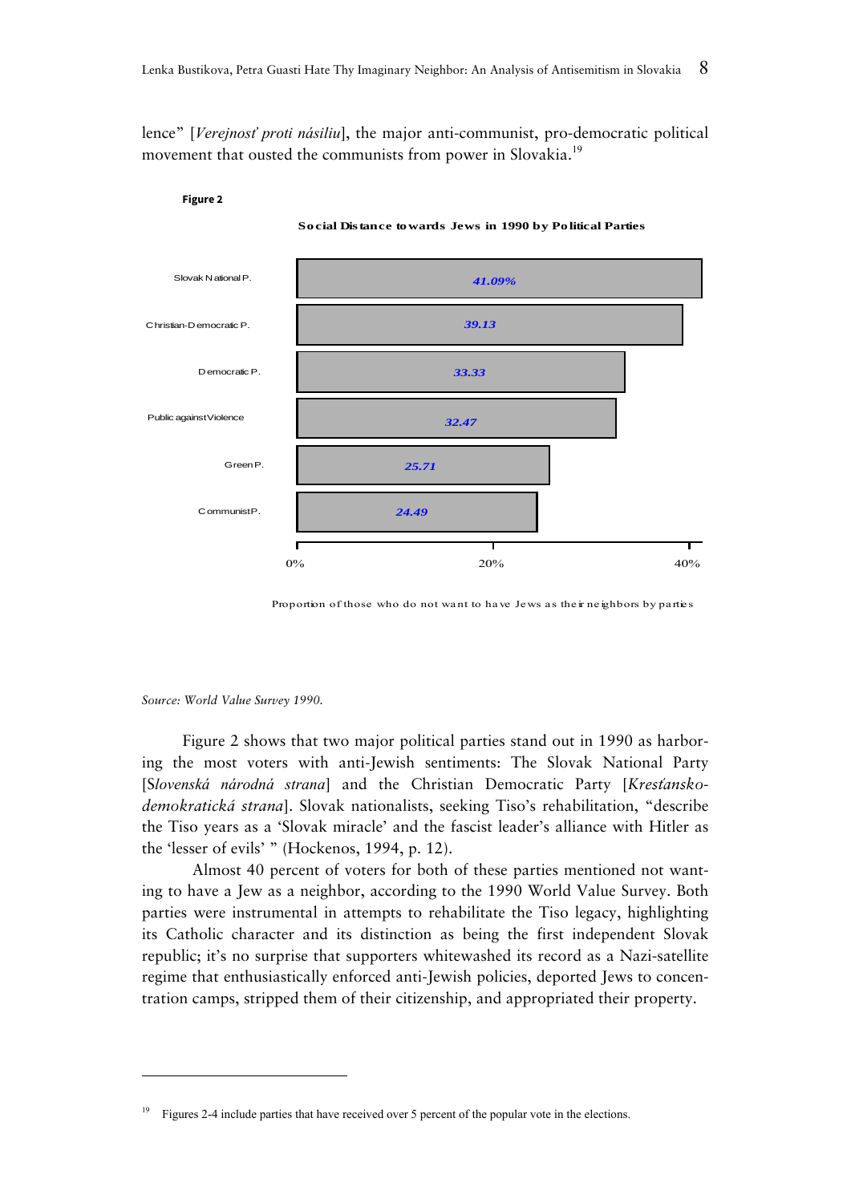lence” [*Verejnosť proti násiliu*], the major anti-communist, pro-democratic political movement that ousted the communists from power in Slovakia.[19]

**Figure 2**

**Social Distance towards Jews in 1990 by Political Parties**

| Party | Proportion |
|---|---|
| Slovak National P. | 41.09% |
| Christian-Democratic P. | 39.13 |
| Democratic P. | 33.33 |
| Public against Violence | 32.47 |
| Green P. | 25.71 |
| Communist P. | 24.49 |

Proportion of those who do not want to have Jews as their neighbors by parties

*Source: World Value Survey 1990.*

Figure 2 shows that two major political parties stand out in 1990 as harboring the most voters with anti-Jewish sentiments: The Slovak National Party [*Slovenská národná strana*] and the Christian Democratic Party [*Kresťansko-demokratická strana*]. Slovak nationalists, seeking Tiso's rehabilitation, “describe the Tiso years as a ‘Slovak miracle’ and the fascist leader's alliance with Hitler as the ‘lesser of evils’ ” (Hockenos, 1994, p. 12).

Almost 40 percent of voters for both of these parties mentioned not wanting to have a Jew as a neighbor, according to the 1990 World Value Survey. Both parties were instrumental in attempts to rehabilitate the Tiso legacy, highlighting its Catholic character and its distinction as being the first independent Slovak republic; it's no surprise that supporters whitewashed its record as a Nazi-satellite regime that enthusiastically enforced anti-Jewish policies, deported Jews to concentration camps, stripped them of their citizenship, and appropriated their property.

---

[19] Figures 2-4 include parties that have received over 5 percent of the popular vote in the elections.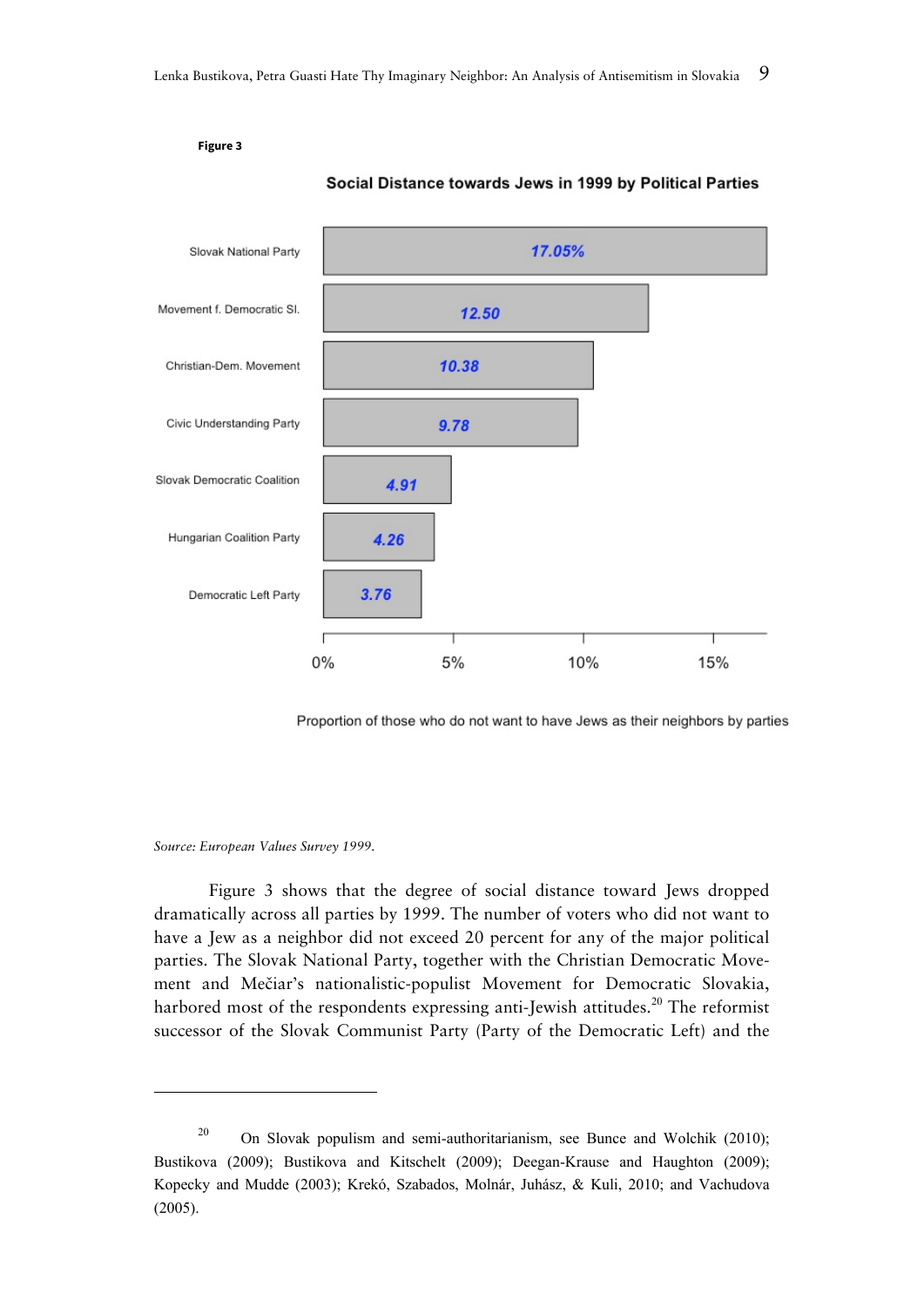**Figure 3**

**Social Distance towards Jews in 1999 by Political Parties**

| Party | Proportion of those who do not want to have Jews as their neighbors |
| --- | --- |
| Slovak National Party | 17.05% |
| Movement f. Democratic Sl. | 12.50 |
| Christian-Dem. Movement | 10.38 |
| Civic Understanding Party | 9.78 |
| Slovak Democratic Coalition | 4.91 |
| Hungarian Coalition Party | 4.26 |
| Democratic Left Party | 3.76 |

Proportion of those who do not want to have Jews as their neighbors by parties

*Source: European Values Survey 1999.*

Figure 3 shows that the degree of social distance toward Jews dropped dramatically across all parties by 1999. The number of voters who did not want to have a Jew as a neighbor did not exceed 20 percent for any of the major political parties. The Slovak National Party, together with the Christian Democratic Movement and Mečiar's nationalistic-populist Movement for Democratic Slovakia, harbored most of the respondents expressing anti-Jewish attitudes.[20] The reformist successor of the Slovak Communist Party (Party of the Democratic Left) and the

---

[20] On Slovak populism and semi-authoritarianism, see Bunce and Wolchik (2010); Bustikova (2009); Bustikova and Kitschelt (2009); Deegan-Krause and Haughton (2009); Kopecky and Mudde (2003); Krekó, Szabados, Molnár, Juhász, & Kuli, 2010; and Vachudova (2005).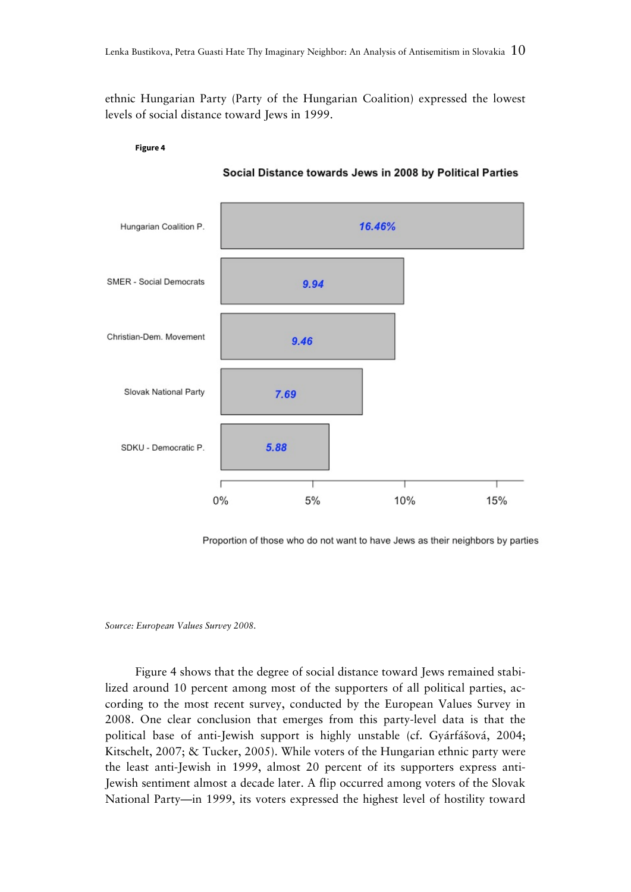ethnic Hungarian Party (Party of the Hungarian Coalition) expressed the lowest levels of social distance toward Jews in 1999.

**Figure 4**

**Social Distance towards Jews in 2008 by Political Parties**

| Party | Proportion |
| --- | --- |
| Hungarian Coalition P. | 16.46% |
| SMER - Social Democrats | 9.94 |
| Christian-Dem. Movement | 9.46 |
| Slovak National Party | 7.69 |
| SDKU - Democratic P. | 5.88 |

Proportion of those who do not want to have Jews as their neighbors by parties

*Source: European Values Survey 2008.*

Figure 4 shows that the degree of social distance toward Jews remained stabilized around 10 percent among most of the supporters of all political parties, according to the most recent survey, conducted by the European Values Survey in 2008. One clear conclusion that emerges from this party-level data is that the political base of anti-Jewish support is highly unstable (cf. Gyárfášová, 2004; Kitschelt, 2007; & Tucker, 2005). While voters of the Hungarian ethnic party were the least anti-Jewish in 1999, almost 20 percent of its supporters express anti-Jewish sentiment almost a decade later. A flip occurred among voters of the Slovak National Party—in 1999, its voters expressed the highest level of hostility toward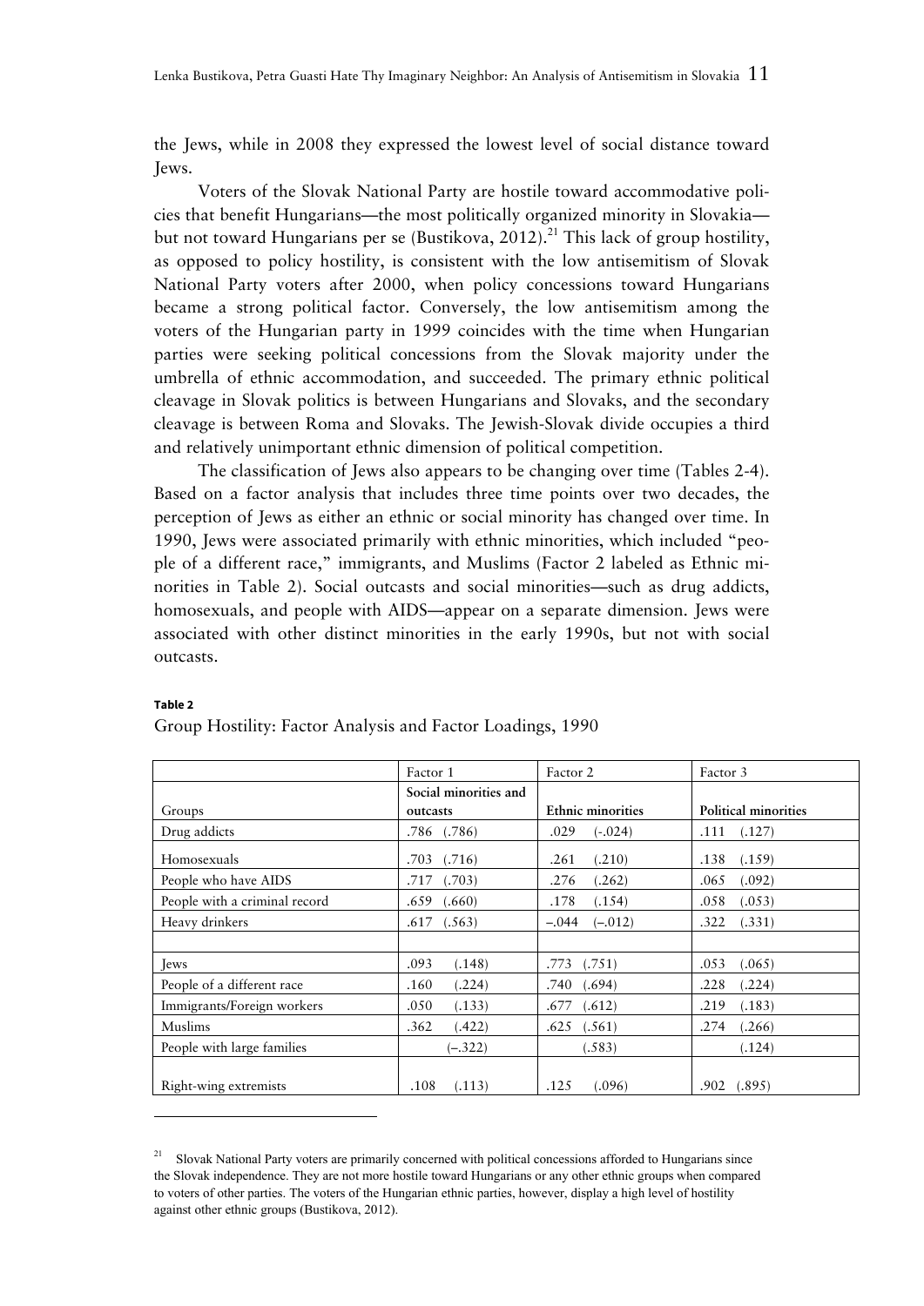the Jews, while in 2008 they expressed the lowest level of social distance toward Jews.

Voters of the Slovak National Party are hostile toward accommodative policies that benefit Hungarians—the most politically organized minority in Slovakia—but not toward Hungarians per se (Bustikova, 2012).[21] This lack of group hostility, as opposed to policy hostility, is consistent with the low antisemitism of Slovak National Party voters after 2000, when policy concessions toward Hungarians became a strong political factor. Conversely, the low antisemitism among the voters of the Hungarian party in 1999 coincides with the time when Hungarian parties were seeking political concessions from the Slovak majority under the umbrella of ethnic accommodation, and succeeded. The primary ethnic political cleavage in Slovak politics is between Hungarians and Slovaks, and the secondary cleavage is between Roma and Slovaks. The Jewish-Slovak divide occupies a third and relatively unimportant ethnic dimension of political competition.

The classification of Jews also appears to be changing over time (Tables 2-4). Based on a factor analysis that includes three time points over two decades, the perception of Jews as either an ethnic or social minority has changed over time. In 1990, Jews were associated primarily with ethnic minorities, which included "people of a different race," immigrants, and Muslims (Factor 2 labeled as Ethnic minorities in Table 2). Social outcasts and social minorities—such as drug addicts, homosexuals, and people with AIDS—appear on a separate dimension. Jews were associated with other distinct minorities in the early 1990s, but not with social outcasts.

**Table 2**

Group Hostility: Factor Analysis and Factor Loadings, 1990

| | Factor 1 | Factor 2 | Factor 3 |
|---|---|---|---|
| Groups | **Social minorities and outcasts** | **Ethnic minorities** | **Political minorities** |
| Drug addicts | .786 (.786) | .029 (-.024) | .111 (.127) |
| Homosexuals | .703 (.716) | .261 (.210) | .138 (.159) |
| People who have AIDS | .717 (.703) | .276 (.262) | .065 (.092) |
| People with a criminal record | .659 (.660) | .178 (.154) | .058 (.053) |
| Heavy drinkers | .617 (.563) | –.044 (–.012) | .322 (.331) |
| | | | |
| Jews | .093 (.148) | .773 (.751) | .053 (.065) |
| People of a different race | .160 (.224) | .740 (.694) | .228 (.224) |
| Immigrants/Foreign workers | .050 (.133) | .677 (.612) | .219 (.183) |
| Muslims | .362 (.422) | .625 (.561) | .274 (.266) |
| People with large families | (–.322) | (.583) | (.124) |
| Right-wing extremists | .108 (.113) | .125 (.096) | .902 (.895) |

[21] Slovak National Party voters are primarily concerned with political concessions afforded to Hungarians since the Slovak independence. They are not more hostile toward Hungarians or any other ethnic groups when compared to voters of other parties. The voters of the Hungarian ethnic parties, however, display a high level of hostility against other ethnic groups (Bustikova, 2012).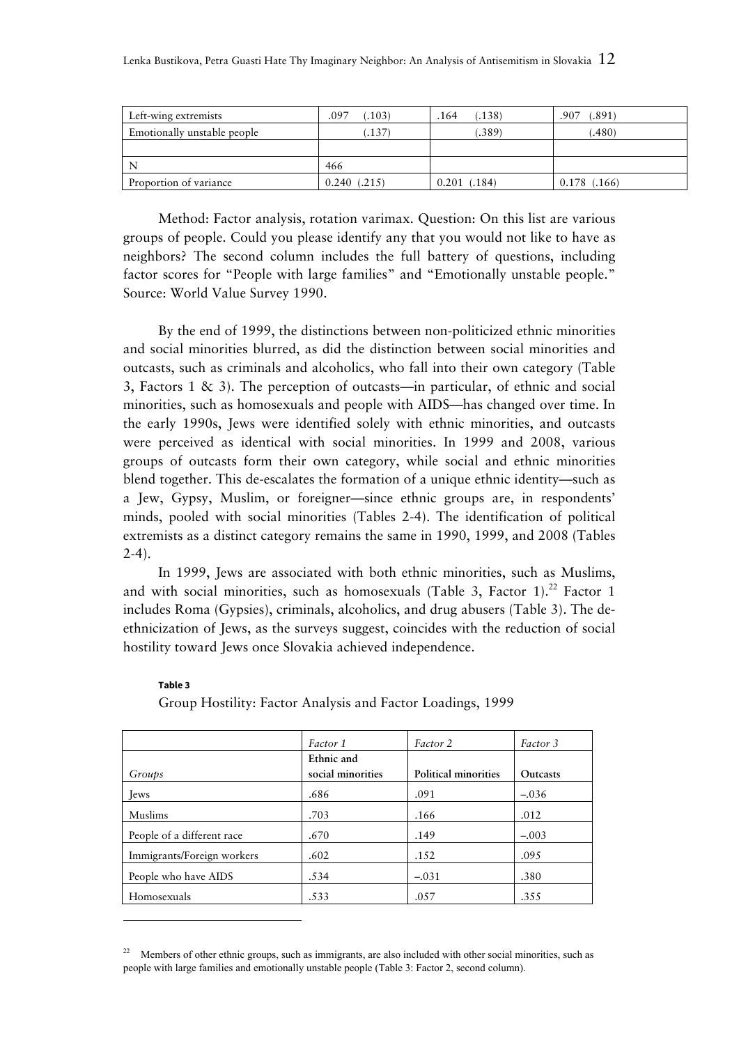| Left-wing extremists | .097 (.103) | .164 (.138) | .907 (.891) |
|---|---|---|---|
| Emotionally unstable people | (.137) | (.389) | (.480) |
| | | | |
| N | 466 | | |
| Proportion of variance | 0.240 (.215) | 0.201 (.184) | 0.178 (.166) |

Method: Factor analysis, rotation varimax. Question: On this list are various groups of people. Could you please identify any that you would not like to have as neighbors? The second column includes the full battery of questions, including factor scores for "People with large families" and "Emotionally unstable people." Source: World Value Survey 1990.

By the end of 1999, the distinctions between non-politicized ethnic minorities and social minorities blurred, as did the distinction between social minorities and outcasts, such as criminals and alcoholics, who fall into their own category (Table 3, Factors 1 & 3). The perception of outcasts—in particular, of ethnic and social minorities, such as homosexuals and people with AIDS—has changed over time. In the early 1990s, Jews were identified solely with ethnic minorities, and outcasts were perceived as identical with social minorities. In 1999 and 2008, various groups of outcasts form their own category, while social and ethnic minorities blend together. This de-escalates the formation of a unique ethnic identity—such as a Jew, Gypsy, Muslim, or foreigner—since ethnic groups are, in respondents' minds, pooled with social minorities (Tables 2-4). The identification of political extremists as a distinct category remains the same in 1990, 1999, and 2008 (Tables 2-4).

In 1999, Jews are associated with both ethnic minorities, such as Muslims, and with social minorities, such as homosexuals (Table 3, Factor 1).[22] Factor 1 includes Roma (Gypsies), criminals, alcoholics, and drug abusers (Table 3). The de-ethnicization of Jews, as the surveys suggest, coincides with the reduction of social hostility toward Jews once Slovakia achieved independence.

**Table 3**

Group Hostility: Factor Analysis and Factor Loadings, 1999

| | *Factor 1* | *Factor 2* | *Factor 3* |
|---|---|---|---|
| *Groups* | **Ethnic and social minorities** | **Political minorities** | **Outcasts** |
| Jews | .686 | .091 | –.036 |
| Muslims | .703 | .166 | .012 |
| People of a different race | .670 | .149 | –.003 |
| Immigrants/Foreign workers | .602 | .152 | .095 |
| People who have AIDS | .534 | –.031 | .380 |
| Homosexuals | .533 | .057 | .355 |

[22] Members of other ethnic groups, such as immigrants, are also included with other social minorities, such as people with large families and emotionally unstable people (Table 3: Factor 2, second column).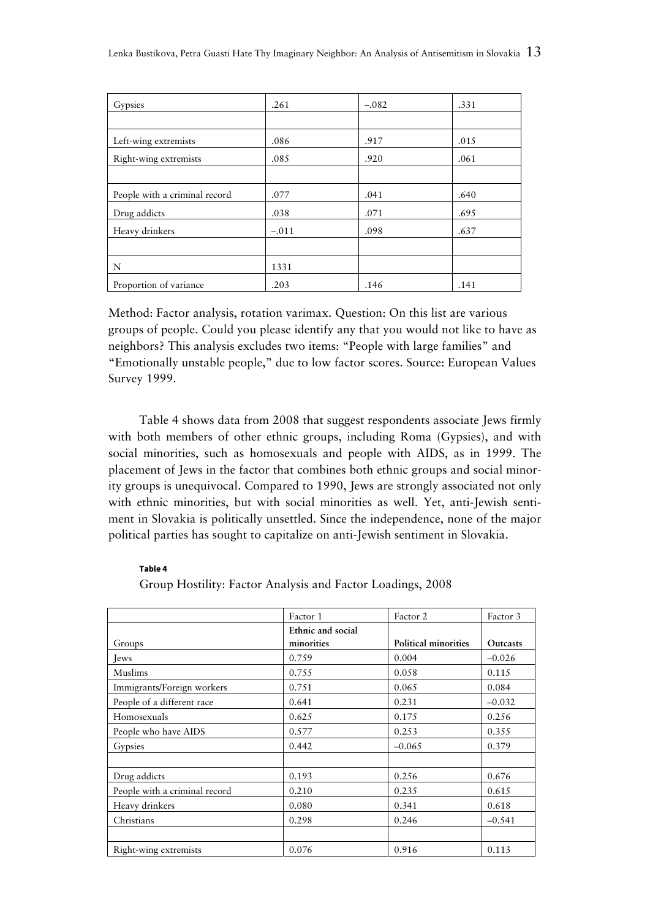| Gypsies | .261 | –.082 | .331 |
| --- | --- | --- | --- |
| | | | |
| Left-wing extremists | .086 | .917 | .015 |
| Right-wing extremists | .085 | .920 | .061 |
| | | | |
| People with a criminal record | .077 | .041 | .640 |
| Drug addicts | .038 | .071 | .695 |
| Heavy drinkers | –.011 | .098 | .637 |
| | | | |
| N | 1331 | | |
| Proportion of variance | .203 | .146 | .141 |

Method: Factor analysis, rotation varimax. Question: On this list are various groups of people. Could you please identify any that you would not like to have as neighbors? This analysis excludes two items: "People with large families" and "Emotionally unstable people," due to low factor scores. Source: European Values Survey 1999.

Table 4 shows data from 2008 that suggest respondents associate Jews firmly with both members of other ethnic groups, including Roma (Gypsies), and with social minorities, such as homosexuals and people with AIDS, as in 1999. The placement of Jews in the factor that combines both ethnic groups and social minority groups is unequivocal. Compared to 1990, Jews are strongly associated not only with ethnic minorities, but with social minorities as well. Yet, anti-Jewish sentiment in Slovakia is politically unsettled. Since the independence, none of the major political parties has sought to capitalize on anti-Jewish sentiment in Slovakia.

**Table 4**

Group Hostility: Factor Analysis and Factor Loadings, 2008

| | Factor 1 | Factor 2 | Factor 3 |
| --- | --- | --- | --- |
| Groups | **Ethnic and social minorities** | **Political minorities** | **Outcasts** |
| Jews | 0.759 | 0.004 | –0.026 |
| Muslims | 0.755 | 0.058 | 0.115 |
| Immigrants/Foreign workers | 0.751 | 0.065 | 0.084 |
| People of a different race | 0.641 | 0.231 | –0.032 |
| Homosexuals | 0.625 | 0.175 | 0.256 |
| People who have AIDS | 0.577 | 0.253 | 0.355 |
| Gypsies | 0.442 | –0.065 | 0.379 |
| | | | |
| Drug addicts | 0.193 | 0.256 | 0.676 |
| People with a criminal record | 0.210 | 0.235 | 0.615 |
| Heavy drinkers | 0.080 | 0.341 | 0.618 |
| Christians | 0.298 | 0.246 | –0.541 |
| | | | |
| Right-wing extremists | 0.076 | 0.916 | 0.113 |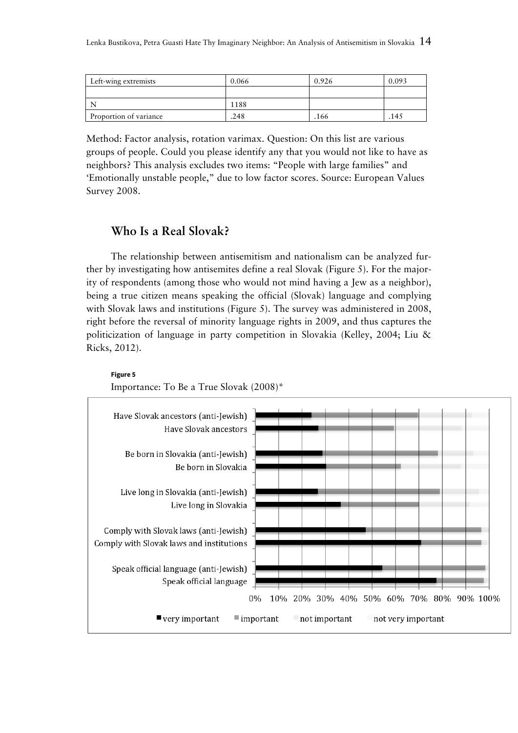| Left-wing extremists | 0.066 | 0.926 | 0.093 |
|---|---|---|---|
| | | | |
| N | 1188 | | |
| Proportion of variance | .248 | .166 | .145 |

Method: Factor analysis, rotation varimax. Question: On this list are various groups of people. Could you please identify any that you would not like to have as neighbors? This analysis excludes two items: "People with large families" and 'Emotionally unstable people," due to low factor scores. Source: European Values Survey 2008.

## Who Is a Real Slovak?

The relationship between antisemitism and nationalism can be analyzed further by investigating how antisemites define a real Slovak (Figure 5). For the majority of respondents (among those who would not mind having a Jew as a neighbor), being a true citizen means speaking the official (Slovak) language and complying with Slovak laws and institutions (Figure 5). The survey was administered in 2008, right before the reversal of minority language rights in 2009, and thus captures the politicization of language in party competition in Slovakia (Kelley, 2004; Liu & Ricks, 2012).

**Figure 5**

Importance: To Be a True Slovak (2008)*

Have Slovak ancestors (anti-Jewish)
Have Slovak ancestors
Be born in Slovakia (anti-Jewish)
Be born in Slovakia
Live long in Slovakia (anti-Jewish)
Live long in Slovakia
Comply with Slovak laws (anti-Jewish)
Comply with Slovak laws and institutions
Speak official language (anti-Jewish)
Speak official language

0% 10% 20% 30% 40% 50% 60% 70% 80% 90% 100%

■ very important ■ important ■ not important ■ not very important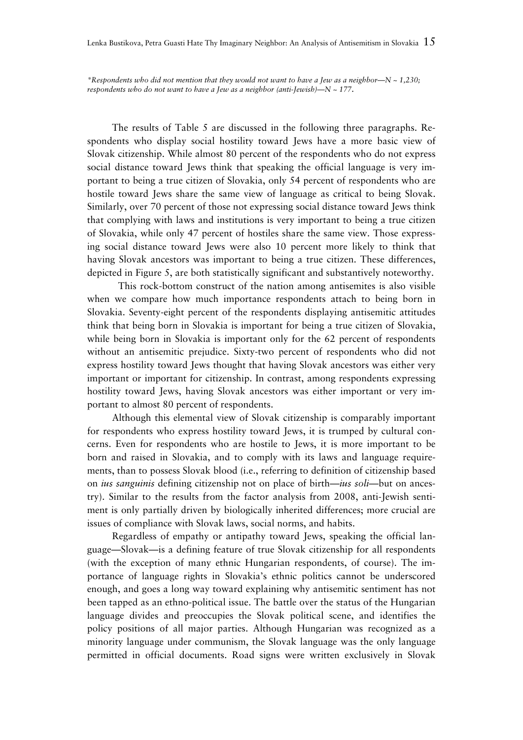*\*Respondents who did not mention that they would not want to have a Jew as a neighbor—N ~ 1,230; respondents who do not want to have a Jew as a neighbor (anti-Jewish)—N ~ 177.*

The results of Table 5 are discussed in the following three paragraphs. Respondents who display social hostility toward Jews have a more basic view of Slovak citizenship. While almost 80 percent of the respondents who do not express social distance toward Jews think that speaking the official language is very important to being a true citizen of Slovakia, only 54 percent of respondents who are hostile toward Jews share the same view of language as critical to being Slovak. Similarly, over 70 percent of those not expressing social distance toward Jews think that complying with laws and institutions is very important to being a true citizen of Slovakia, while only 47 percent of hostiles share the same view. Those expressing social distance toward Jews were also 10 percent more likely to think that having Slovak ancestors was important to being a true citizen. These differences, depicted in Figure 5, are both statistically significant and substantively noteworthy.

This rock-bottom construct of the nation among antisemites is also visible when we compare how much importance respondents attach to being born in Slovakia. Seventy-eight percent of the respondents displaying antisemitic attitudes think that being born in Slovakia is important for being a true citizen of Slovakia, while being born in Slovakia is important only for the 62 percent of respondents without an antisemitic prejudice. Sixty-two percent of respondents who did not express hostility toward Jews thought that having Slovak ancestors was either very important or important for citizenship. In contrast, among respondents expressing hostility toward Jews, having Slovak ancestors was either important or very important to almost 80 percent of respondents.

Although this elemental view of Slovak citizenship is comparably important for respondents who express hostility toward Jews, it is trumped by cultural concerns. Even for respondents who are hostile to Jews, it is more important to be born and raised in Slovakia, and to comply with its laws and language requirements, than to possess Slovak blood (i.e., referring to definition of citizenship based on *ius sanguinis* defining citizenship not on place of birth—*ius soli*—but on ancestry). Similar to the results from the factor analysis from 2008, anti-Jewish sentiment is only partially driven by biologically inherited differences; more crucial are issues of compliance with Slovak laws, social norms, and habits.

Regardless of empathy or antipathy toward Jews, speaking the official language—Slovak—is a defining feature of true Slovak citizenship for all respondents (with the exception of many ethnic Hungarian respondents, of course). The importance of language rights in Slovakia's ethnic politics cannot be underscored enough, and goes a long way toward explaining why antisemitic sentiment has not been tapped as an ethno-political issue. The battle over the status of the Hungarian language divides and preoccupies the Slovak political scene, and identifies the policy positions of all major parties. Although Hungarian was recognized as a minority language under communism, the Slovak language was the only language permitted in official documents. Road signs were written exclusively in Slovak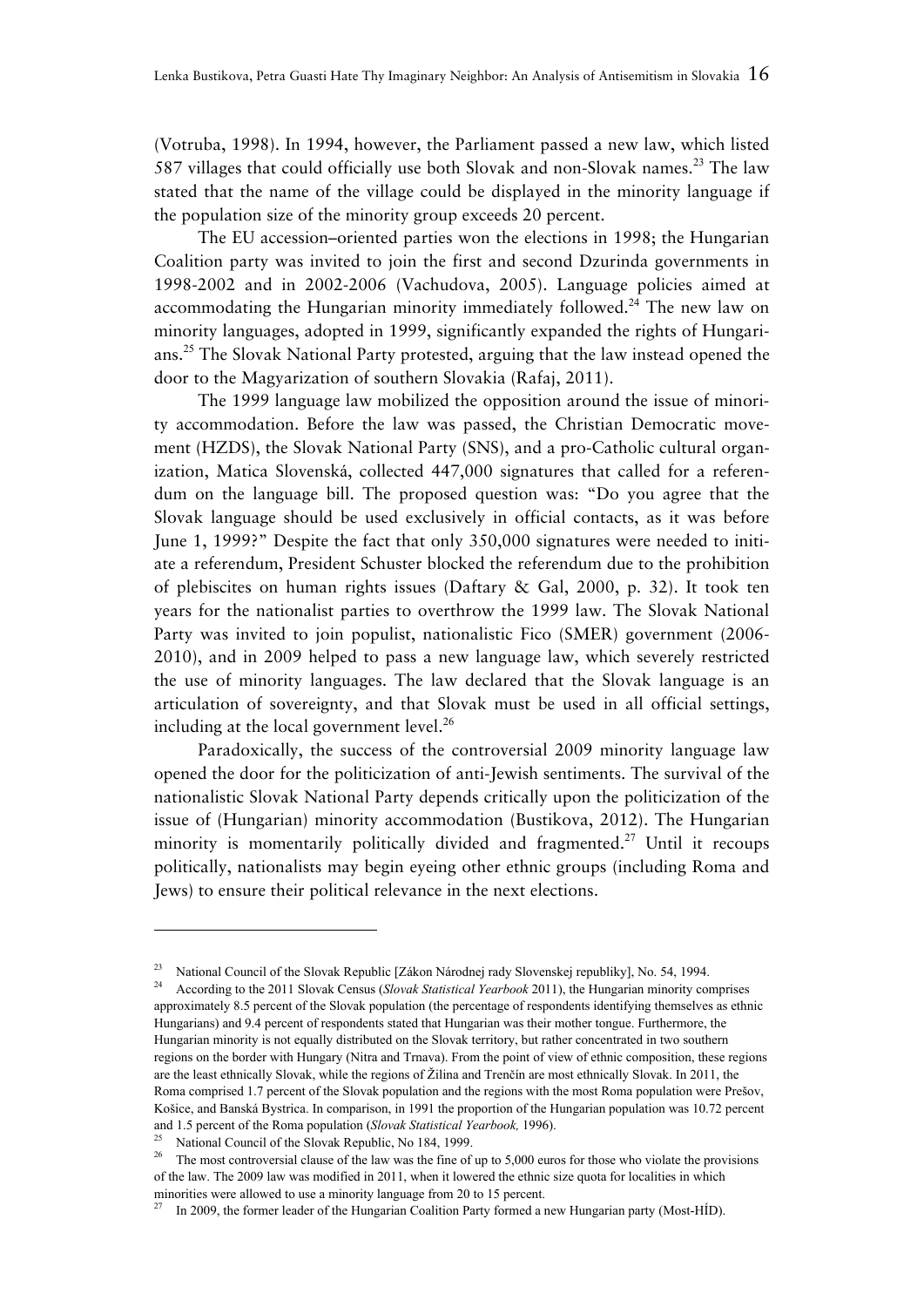(Votruba, 1998). In 1994, however, the Parliament passed a new law, which listed 587 villages that could officially use both Slovak and non-Slovak names.[23] The law stated that the name of the village could be displayed in the minority language if the population size of the minority group exceeds 20 percent.

The EU accession–oriented parties won the elections in 1998; the Hungarian Coalition party was invited to join the first and second Dzurinda governments in 1998-2002 and in 2002-2006 (Vachudova, 2005). Language policies aimed at accommodating the Hungarian minority immediately followed.[24] The new law on minority languages, adopted in 1999, significantly expanded the rights of Hungarians.[25] The Slovak National Party protested, arguing that the law instead opened the door to the Magyarization of southern Slovakia (Rafaj, 2011).

The 1999 language law mobilized the opposition around the issue of minority accommodation. Before the law was passed, the Christian Democratic movement (HZDS), the Slovak National Party (SNS), and a pro-Catholic cultural organization, Matica Slovenská, collected 447,000 signatures that called for a referendum on the language bill. The proposed question was: "Do you agree that the Slovak language should be used exclusively in official contacts, as it was before June 1, 1999?" Despite the fact that only 350,000 signatures were needed to initiate a referendum, President Schuster blocked the referendum due to the prohibition of plebiscites on human rights issues (Daftary & Gal, 2000, p. 32). It took ten years for the nationalist parties to overthrow the 1999 law. The Slovak National Party was invited to join populist, nationalistic Fico (SMER) government (2006-2010), and in 2009 helped to pass a new language law, which severely restricted the use of minority languages. The law declared that the Slovak language is an articulation of sovereignty, and that Slovak must be used in all official settings, including at the local government level.[26]

Paradoxically, the success of the controversial 2009 minority language law opened the door for the politicization of anti-Jewish sentiments. The survival of the nationalistic Slovak National Party depends critically upon the politicization of the issue of (Hungarian) minority accommodation (Bustikova, 2012). The Hungarian minority is momentarily politically divided and fragmented.[27] Until it recoups politically, nationalists may begin eyeing other ethnic groups (including Roma and Jews) to ensure their political relevance in the next elections.

---

[23] National Council of the Slovak Republic [Zákon Národnej rady Slovenskej republiky], No. 54, 1994.

[24] According to the 2011 Slovak Census (*Slovak Statistical Yearbook* 2011), the Hungarian minority comprises approximately 8.5 percent of the Slovak population (the percentage of respondents identifying themselves as ethnic Hungarians) and 9.4 percent of respondents stated that Hungarian was their mother tongue. Furthermore, the Hungarian minority is not equally distributed on the Slovak territory, but rather concentrated in two southern regions on the border with Hungary (Nitra and Trnava). From the point of view of ethnic composition, these regions are the least ethnically Slovak, while the regions of Žilina and Trenčín are most ethnically Slovak. In 2011, the Roma comprised 1.7 percent of the Slovak population and the regions with the most Roma population were Prešov, Košice, and Banská Bystrica. In comparison, in 1991 the proportion of the Hungarian population was 10.72 percent and 1.5 percent of the Roma population (*Slovak Statistical Yearbook,* 1996).

[25] National Council of the Slovak Republic, No 184, 1999.

[26] The most controversial clause of the law was the fine of up to 5,000 euros for those who violate the provisions of the law. The 2009 law was modified in 2011, when it lowered the ethnic size quota for localities in which minorities were allowed to use a minority language from 20 to 15 percent.

[27] In 2009, the former leader of the Hungarian Coalition Party formed a new Hungarian party (Most-HÍD).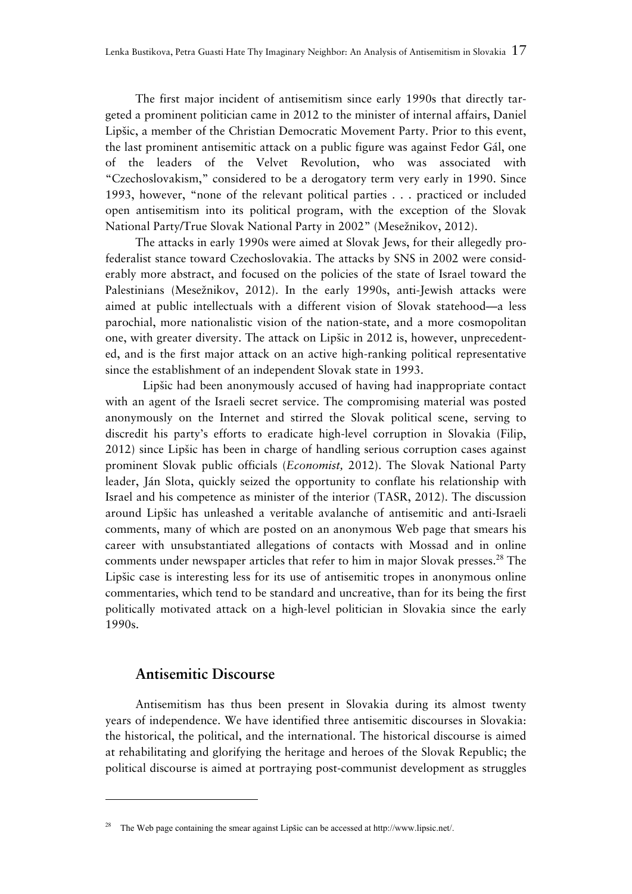The first major incident of antisemitism since early 1990s that directly targeted a prominent politician came in 2012 to the minister of internal affairs, Daniel Lipšic, a member of the Christian Democratic Movement Party. Prior to this event, the last prominent antisemitic attack on a public figure was against Fedor Gál, one of the leaders of the Velvet Revolution, who was associated with "Czechoslovakism," considered to be a derogatory term very early in 1990. Since 1993, however, "none of the relevant political parties . . . practiced or included open antisemitism into its political program, with the exception of the Slovak National Party/True Slovak National Party in 2002" (Mesežnikov, 2012).

The attacks in early 1990s were aimed at Slovak Jews, for their allegedly pro-federalist stance toward Czechoslovakia. The attacks by SNS in 2002 were considerably more abstract, and focused on the policies of the state of Israel toward the Palestinians (Mesežnikov, 2012). In the early 1990s, anti-Jewish attacks were aimed at public intellectuals with a different vision of Slovak statehood—a less parochial, more nationalistic vision of the nation-state, and a more cosmopolitan one, with greater diversity. The attack on Lipšic in 2012 is, however, unprecedented, and is the first major attack on an active high-ranking political representative since the establishment of an independent Slovak state in 1993.

Lipšic had been anonymously accused of having had inappropriate contact with an agent of the Israeli secret service. The compromising material was posted anonymously on the Internet and stirred the Slovak political scene, serving to discredit his party's efforts to eradicate high-level corruption in Slovakia (Filip, 2012) since Lipšic has been in charge of handling serious corruption cases against prominent Slovak public officials (*Economist,* 2012). The Slovak National Party leader, Ján Slota, quickly seized the opportunity to conflate his relationship with Israel and his competence as minister of the interior (TASR, 2012). The discussion around Lipšic has unleashed a veritable avalanche of antisemitic and anti-Israeli comments, many of which are posted on an anonymous Web page that smears his career with unsubstantiated allegations of contacts with Mossad and in online comments under newspaper articles that refer to him in major Slovak presses.[28] The Lipšic case is interesting less for its use of antisemitic tropes in anonymous online commentaries, which tend to be standard and uncreative, than for its being the first politically motivated attack on a high-level politician in Slovakia since the early 1990s.

## Antisemitic Discourse

Antisemitism has thus been present in Slovakia during its almost twenty years of independence. We have identified three antisemitic discourses in Slovakia: the historical, the political, and the international. The historical discourse is aimed at rehabilitating and glorifying the heritage and heroes of the Slovak Republic; the political discourse is aimed at portraying post-communist development as struggles

---

[28] The Web page containing the smear against Lipšic can be accessed at http://www.lipsic.net/.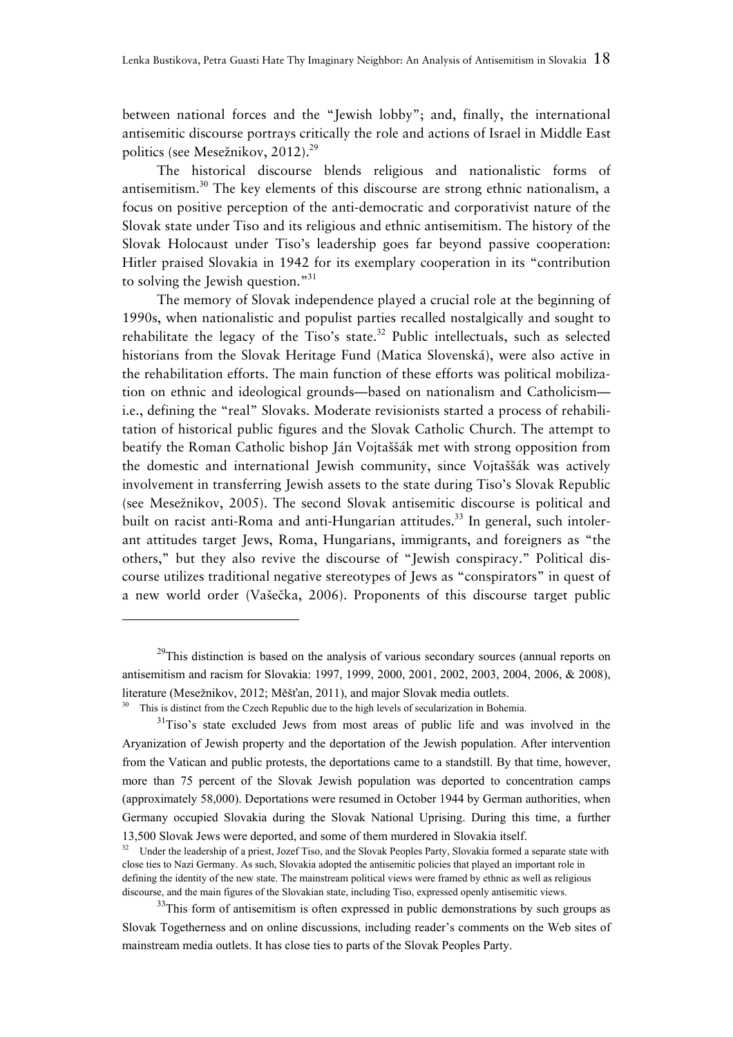between national forces and the "Jewish lobby"; and, finally, the international antisemitic discourse portrays critically the role and actions of Israel in Middle East politics (see Mesežnikov, 2012).[29]

The historical discourse blends religious and nationalistic forms of antisemitism.[30] The key elements of this discourse are strong ethnic nationalism, a focus on positive perception of the anti-democratic and corporativist nature of the Slovak state under Tiso and its religious and ethnic antisemitism. The history of the Slovak Holocaust under Tiso's leadership goes far beyond passive cooperation: Hitler praised Slovakia in 1942 for its exemplary cooperation in its "contribution to solving the Jewish question."[31]

The memory of Slovak independence played a crucial role at the beginning of 1990s, when nationalistic and populist parties recalled nostalgically and sought to rehabilitate the legacy of the Tiso's state.[32] Public intellectuals, such as selected historians from the Slovak Heritage Fund (Matica Slovenská), were also active in the rehabilitation efforts. The main function of these efforts was political mobilization on ethnic and ideological grounds—based on nationalism and Catholicism—i.e., defining the "real" Slovaks. Moderate revisionists started a process of rehabilitation of historical public figures and the Slovak Catholic Church. The attempt to beatify the Roman Catholic bishop Ján Vojtaššák met with strong opposition from the domestic and international Jewish community, since Vojtaššák was actively involvement in transferring Jewish assets to the state during Tiso's Slovak Republic (see Mesežnikov, 2005). The second Slovak antisemitic discourse is political and built on racist anti-Roma and anti-Hungarian attitudes.[33] In general, such intolerant attitudes target Jews, Roma, Hungarians, immigrants, and foreigners as "the others," but they also revive the discourse of "Jewish conspiracy." Political discourse utilizes traditional negative stereotypes of Jews as "conspirators" in quest of a new world order (Vašečka, 2006). Proponents of this discourse target public

---

[29] This distinction is based on the analysis of various secondary sources (annual reports on antisemitism and racism for Slovakia: 1997, 1999, 2000, 2001, 2002, 2003, 2004, 2006, & 2008), literature (Mesežnikov, 2012; Měšťan, 2011), and major Slovak media outlets.

[30] This is distinct from the Czech Republic due to the high levels of secularization in Bohemia.

[31] Tiso's state excluded Jews from most areas of public life and was involved in the Aryanization of Jewish property and the deportation of the Jewish population. After intervention from the Vatican and public protests, the deportations came to a standstill. By that time, however, more than 75 percent of the Slovak Jewish population was deported to concentration camps (approximately 58,000). Deportations were resumed in October 1944 by German authorities, when Germany occupied Slovakia during the Slovak National Uprising. During this time, a further 13,500 Slovak Jews were deported, and some of them murdered in Slovakia itself.

[32] Under the leadership of a priest, Jozef Tiso, and the Slovak Peoples Party, Slovakia formed a separate state with close ties to Nazi Germany. As such, Slovakia adopted the antisemitic policies that played an important role in defining the identity of the new state. The mainstream political views were framed by ethnic as well as religious discourse, and the main figures of the Slovakian state, including Tiso, expressed openly antisemitic views.

[33] This form of antisemitism is often expressed in public demonstrations by such groups as Slovak Togetherness and on online discussions, including reader's comments on the Web sites of mainstream media outlets. It has close ties to parts of the Slovak Peoples Party.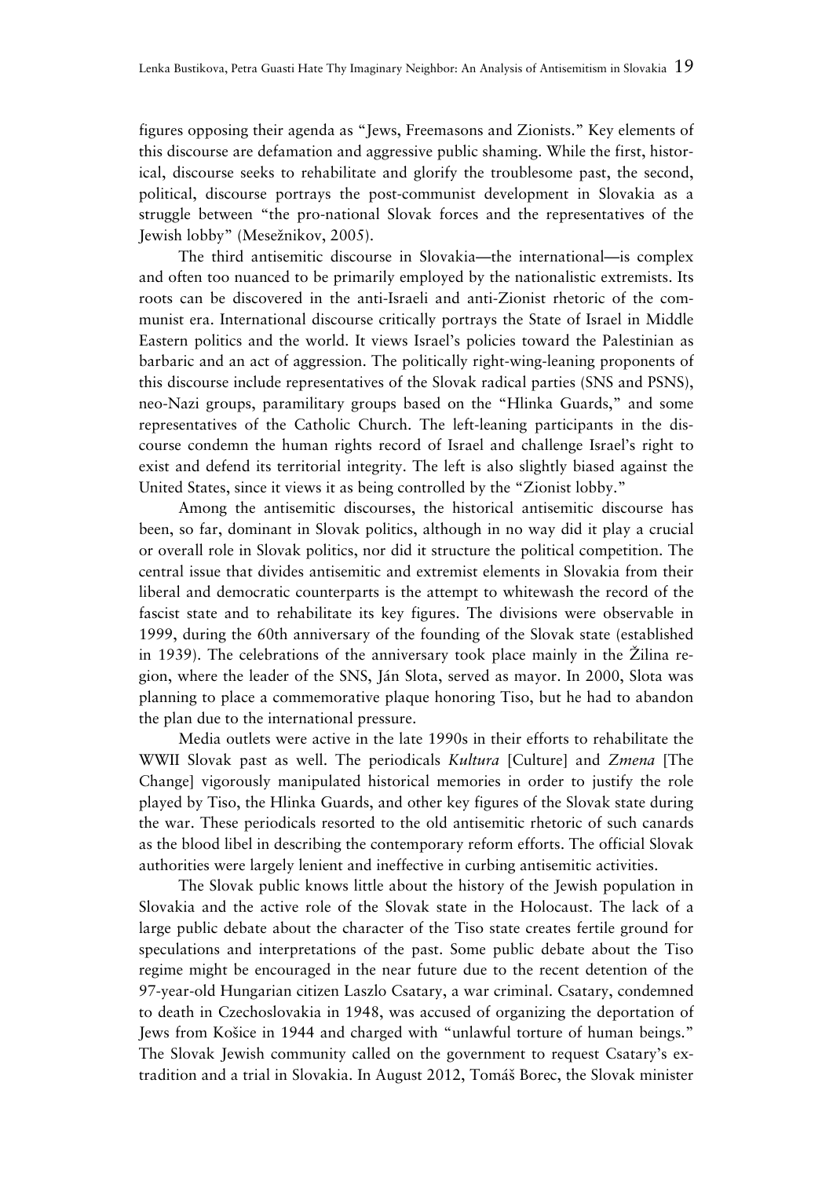figures opposing their agenda as "Jews, Freemasons and Zionists." Key elements of this discourse are defamation and aggressive public shaming. While the first, historical, discourse seeks to rehabilitate and glorify the troublesome past, the second, political, discourse portrays the post-communist development in Slovakia as a struggle between "the pro-national Slovak forces and the representatives of the Jewish lobby" (Mesežnikov, 2005).

The third antisemitic discourse in Slovakia—the international—is complex and often too nuanced to be primarily employed by the nationalistic extremists. Its roots can be discovered in the anti-Israeli and anti-Zionist rhetoric of the communist era. International discourse critically portrays the State of Israel in Middle Eastern politics and the world. It views Israel's policies toward the Palestinian as barbaric and an act of aggression. The politically right-wing-leaning proponents of this discourse include representatives of the Slovak radical parties (SNS and PSNS), neo-Nazi groups, paramilitary groups based on the "Hlinka Guards," and some representatives of the Catholic Church. The left-leaning participants in the discourse condemn the human rights record of Israel and challenge Israel's right to exist and defend its territorial integrity. The left is also slightly biased against the United States, since it views it as being controlled by the "Zionist lobby."

Among the antisemitic discourses, the historical antisemitic discourse has been, so far, dominant in Slovak politics, although in no way did it play a crucial or overall role in Slovak politics, nor did it structure the political competition. The central issue that divides antisemitic and extremist elements in Slovakia from their liberal and democratic counterparts is the attempt to whitewash the record of the fascist state and to rehabilitate its key figures. The divisions were observable in 1999, during the 60th anniversary of the founding of the Slovak state (established in 1939). The celebrations of the anniversary took place mainly in the Žilina region, where the leader of the SNS, Ján Slota, served as mayor. In 2000, Slota was planning to place a commemorative plaque honoring Tiso, but he had to abandon the plan due to the international pressure.

Media outlets were active in the late 1990s in their efforts to rehabilitate the WWII Slovak past as well. The periodicals *Kultura* [Culture] and *Zmena* [The Change] vigorously manipulated historical memories in order to justify the role played by Tiso, the Hlinka Guards, and other key figures of the Slovak state during the war. These periodicals resorted to the old antisemitic rhetoric of such canards as the blood libel in describing the contemporary reform efforts. The official Slovak authorities were largely lenient and ineffective in curbing antisemitic activities.

The Slovak public knows little about the history of the Jewish population in Slovakia and the active role of the Slovak state in the Holocaust. The lack of a large public debate about the character of the Tiso state creates fertile ground for speculations and interpretations of the past. Some public debate about the Tiso regime might be encouraged in the near future due to the recent detention of the 97-year-old Hungarian citizen Laszlo Csatary, a war criminal. Csatary, condemned to death in Czechoslovakia in 1948, was accused of organizing the deportation of Jews from Košice in 1944 and charged with "unlawful torture of human beings." The Slovak Jewish community called on the government to request Csatary's extradition and a trial in Slovakia. In August 2012, Tomáš Borec, the Slovak minister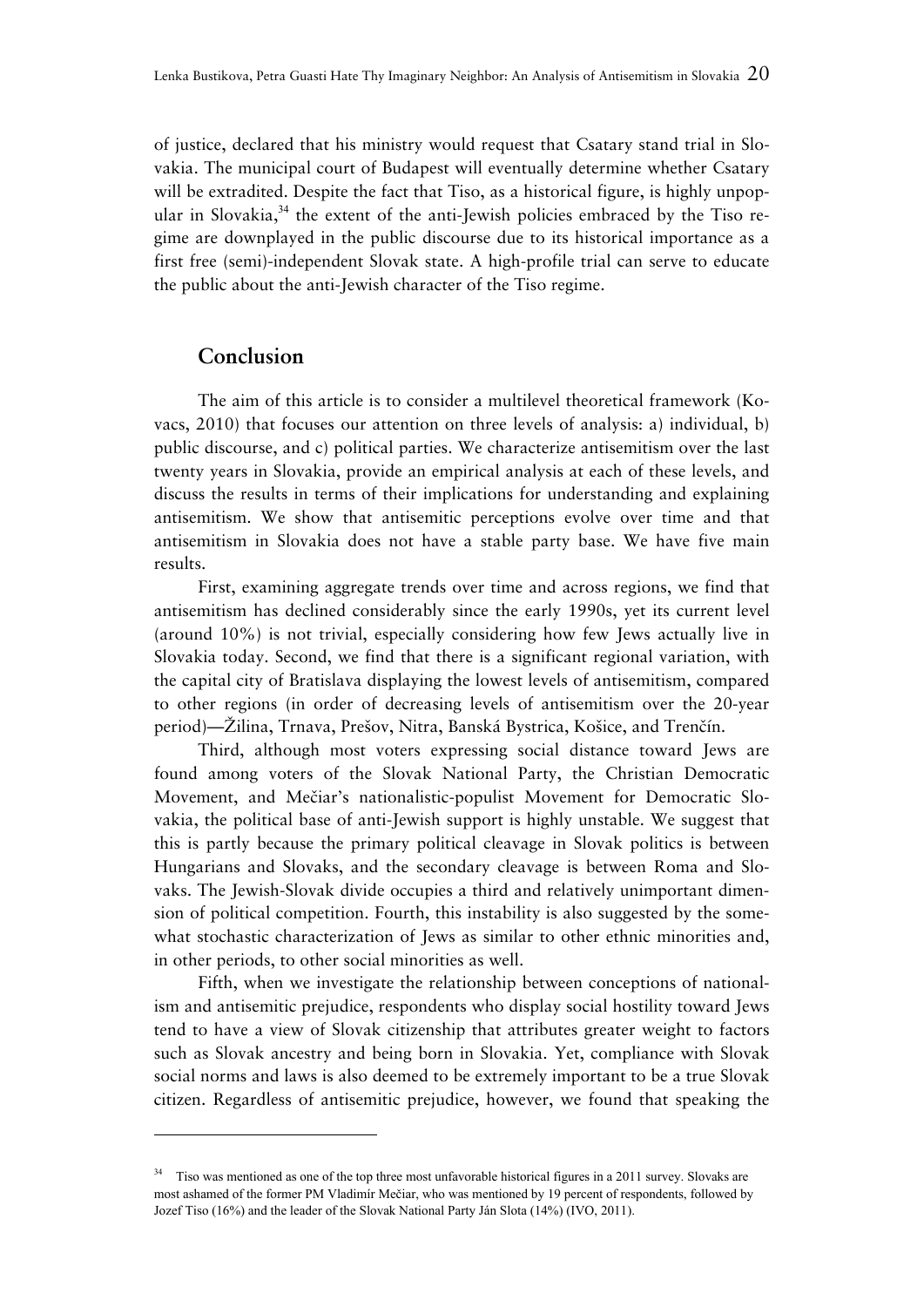of justice, declared that his ministry would request that Csatary stand trial in Slovakia. The municipal court of Budapest will eventually determine whether Csatary will be extradited. Despite the fact that Tiso, as a historical figure, is highly unpopular in Slovakia,[34] the extent of the anti-Jewish policies embraced by the Tiso regime are downplayed in the public discourse due to its historical importance as a first free (semi)-independent Slovak state. A high-profile trial can serve to educate the public about the anti-Jewish character of the Tiso regime.

## Conclusion

The aim of this article is to consider a multilevel theoretical framework (Kovacs, 2010) that focuses our attention on three levels of analysis: a) individual, b) public discourse, and c) political parties. We characterize antisemitism over the last twenty years in Slovakia, provide an empirical analysis at each of these levels, and discuss the results in terms of their implications for understanding and explaining antisemitism. We show that antisemitic perceptions evolve over time and that antisemitism in Slovakia does not have a stable party base. We have five main results.

First, examining aggregate trends over time and across regions, we find that antisemitism has declined considerably since the early 1990s, yet its current level (around 10%) is not trivial, especially considering how few Jews actually live in Slovakia today. Second, we find that there is a significant regional variation, with the capital city of Bratislava displaying the lowest levels of antisemitism, compared to other regions (in order of decreasing levels of antisemitism over the 20-year period)—Žilina, Trnava, Prešov, Nitra, Banská Bystrica, Košice, and Trenčín.

Third, although most voters expressing social distance toward Jews are found among voters of the Slovak National Party, the Christian Democratic Movement, and Mečiar's nationalistic-populist Movement for Democratic Slovakia, the political base of anti-Jewish support is highly unstable. We suggest that this is partly because the primary political cleavage in Slovak politics is between Hungarians and Slovaks, and the secondary cleavage is between Roma and Slovaks. The Jewish-Slovak divide occupies a third and relatively unimportant dimension of political competition. Fourth, this instability is also suggested by the somewhat stochastic characterization of Jews as similar to other ethnic minorities and, in other periods, to other social minorities as well.

Fifth, when we investigate the relationship between conceptions of nationalism and antisemitic prejudice, respondents who display social hostility toward Jews tend to have a view of Slovak citizenship that attributes greater weight to factors such as Slovak ancestry and being born in Slovakia. Yet, compliance with Slovak social norms and laws is also deemed to be extremely important to be a true Slovak citizen. Regardless of antisemitic prejudice, however, we found that speaking the

[34] Tiso was mentioned as one of the top three most unfavorable historical figures in a 2011 survey. Slovaks are most ashamed of the former PM Vladimír Mečiar, who was mentioned by 19 percent of respondents, followed by Jozef Tiso (16%) and the leader of the Slovak National Party Ján Slota (14%) (IVO, 2011).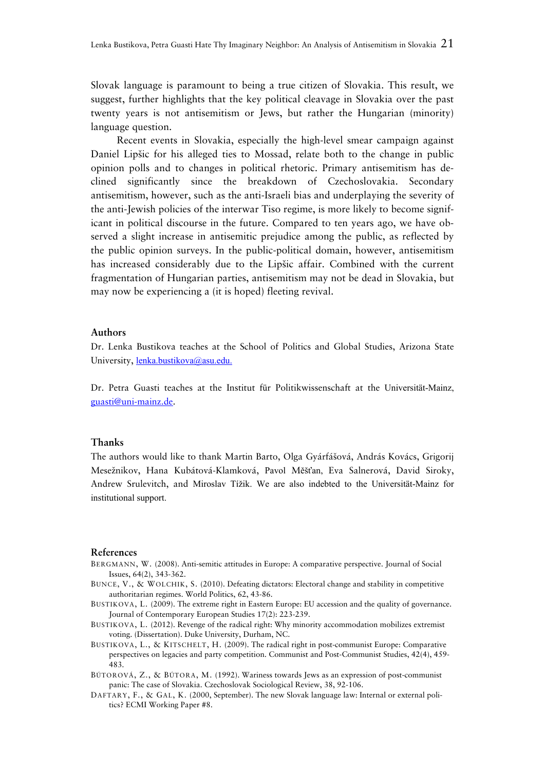Slovak language is paramount to being a true citizen of Slovakia. This result, we suggest, further highlights that the key political cleavage in Slovakia over the past twenty years is not antisemitism or Jews, but rather the Hungarian (minority) language question.

Recent events in Slovakia, especially the high-level smear campaign against Daniel Lipšic for his alleged ties to Mossad, relate both to the change in public opinion polls and to changes in political rhetoric. Primary antisemitism has declined significantly since the breakdown of Czechoslovakia. Secondary antisemitism, however, such as the anti-Israeli bias and underplaying the severity of the anti-Jewish policies of the interwar Tiso regime, is more likely to become significant in political discourse in the future. Compared to ten years ago, we have observed a slight increase in antisemitic prejudice among the public, as reflected by the public opinion surveys. In the public-political domain, however, antisemitism has increased considerably due to the Lipšic affair. Combined with the current fragmentation of Hungarian parties, antisemitism may not be dead in Slovakia, but may now be experiencing a (it is hoped) fleeting revival.

## Authors

Dr. Lenka Bustikova teaches at the School of Politics and Global Studies, Arizona State University, lenka.bustikova@asu.edu.

Dr. Petra Guasti teaches at the Institut für Politikwissenschaft at the Universität-Mainz, guasti@uni-mainz.de.

## Thanks

The authors would like to thank Martin Barto, Olga Gyárfášová, András Kovács, Grigorij Mesežnikov, Hana Kubátová-Klamková, Pavol Měšťan, Eva Salnerová, David Siroky, Andrew Srulevitch, and Miroslav Tížik. We are also indebted to the Universität-Mainz for institutional support.

## References

BERGMANN, W. (2008). Anti-semitic attitudes in Europe: A comparative perspective. Journal of Social Issues, 64(2), 343-362.

BUNCE, V., & WOLCHIK, S. (2010). Defeating dictators: Electoral change and stability in competitive authoritarian regimes. World Politics, 62, 43-86.

BUSTIKOVA, L. (2009). The extreme right in Eastern Europe: EU accession and the quality of governance. Journal of Contemporary European Studies 17(2): 223-239.

BUSTIKOVA, L. (2012). Revenge of the radical right: Why minority accommodation mobilizes extremist voting. (Dissertation). Duke University, Durham, NC.

BUSTIKOVA, L., & KITSCHELT, H. (2009). The radical right in post-communist Europe: Comparative perspectives on legacies and party competition. Communist and Post-Communist Studies, 42(4), 459-483.

BÚTOROVÁ, Z., & BÚTORA, M. (1992). Wariness towards Jews as an expression of post-communist panic: The case of Slovakia. Czechoslovak Sociological Review, 38, 92-106.

DAFTARY, F., & GAL, K. (2000, September). The new Slovak language law: Internal or external politics? ECMI Working Paper #8.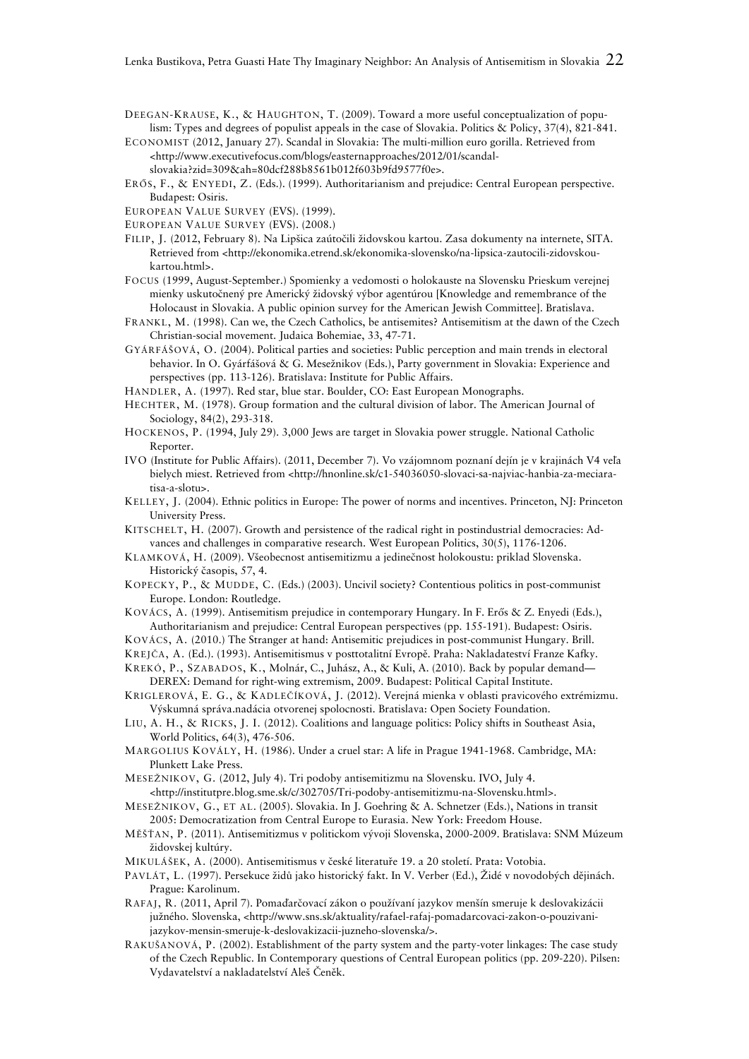DEEGAN-KRAUSE, K., & HAUGHTON, T. (2009). Toward a more useful conceptualization of populism: Types and degrees of populist appeals in the case of Slovakia. Politics & Policy, 37(4), 821-841.

ECONOMIST (2012, January 27). Scandal in Slovakia: The multi-million euro gorilla. Retrieved from <http://www.executivefocus.com/blogs/easternapproaches/2012/01/scandal-slovakia?zid=309&ah=80dcf288b8561b012f603b9fd9577f0e>.

ERŐS, F., & ENYEDI, Z. (Eds.). (1999). Authoritarianism and prejudice: Central European perspective. Budapest: Osiris.

EUROPEAN VALUE SURVEY (EVS). (1999).

EUROPEAN VALUE SURVEY (EVS). (2008.)

FILIP, J. (2012, February 8). Na Lipšica zaútočili židovskou kartou. Zasa dokumenty na internete, SITA. Retrieved from <http://ekonomika.etrend.sk/ekonomika-slovensko/na-lipsica-zautocili-zidovskou-kartou.html>.

FOCUS (1999, August-September.) Spomienky a vedomosti o holokauste na Slovensku Prieskum verejnej mienky uskutočnený pre Americký židovský výbor agentúrou [Knowledge and remembrance of the Holocaust in Slovakia. A public opinion survey for the American Jewish Committee]. Bratislava.

FRANKL, M. (1998). Can we, the Czech Catholics, be antisemites? Antisemitism at the dawn of the Czech Christian-social movement. Judaica Bohemiae, 33, 47-71.

GYÁRFÁŠOVÁ, O. (2004). Political parties and societies: Public perception and main trends in electoral behavior. In O. Gyárfášová & G. Mesežnikov (Eds.), Party government in Slovakia: Experience and perspectives (pp. 113-126). Bratislava: Institute for Public Affairs.

HANDLER, A. (1997). Red star, blue star. Boulder, CO: East European Monographs.

HECHTER, M. (1978). Group formation and the cultural division of labor. The American Journal of Sociology, 84(2), 293-318.

HOCKENOS, P. (1994, July 29). 3,000 Jews are target in Slovakia power struggle. National Catholic Reporter.

IVO (Institute for Public Affairs). (2011, December 7). Vo vzájomnom poznaní dejín je v krajinách V4 veľa bielych miest. Retrieved from <http://hnonline.sk/c1-54036050-slovaci-sa-najviac-hanbia-za-meciara-tisa-a-slotu>.

KELLEY, J. (2004). Ethnic politics in Europe: The power of norms and incentives. Princeton, NJ: Princeton University Press.

KITSCHELT, H. (2007). Growth and persistence of the radical right in postindustrial democracies: Advances and challenges in comparative research. West European Politics, 30(5), 1176-1206.

KLAMKOVÁ, H. (2009). Všeobecnost antisemitizmu a jedinečnost holokoustu: priklad Slovenska. Historický časopis, 57, 4.

KOPECKY, P., & MUDDE, C. (Eds.) (2003). Uncivil society? Contentious politics in post-communist Europe. London: Routledge.

KOVÁCS, A. (1999). Antisemitism prejudice in contemporary Hungary. In F. Erős & Z. Enyedi (Eds.), Authoritarianism and prejudice: Central European perspectives (pp. 155-191). Budapest: Osiris.

KOVÁCS, A. (2010.) The Stranger at hand: Antisemitic prejudices in post-communist Hungary. Brill.

KREJČA, A. (Ed.). (1993). Antisemitismus v posttotalitní Evropě. Praha: Nakladatesltví Franze Kafky.

KREKÓ, P., SZABADOS, K., Molnár, C., Juhász, A., & Kuli, A. (2010). Back by popular demand—DEREX: Demand for right-wing extremism, 2009. Budapest: Political Capital Institute.

KRIGLEROVÁ, E. G., & KADLEČÍKOVÁ, J. (2012). Verejná mienka v oblasti pravicového extrémizmu. Výskumná správa.nadácia otvorenej spolocnosti. Bratislava: Open Society Foundation.

LIU, A. H., & RICKS, J. I. (2012). Coalitions and language politics: Policy shifts in Southeast Asia, World Politics, 64(3), 476-506.

MARGOLIUS KOVÁLY, H. (1986). Under a cruel star: A life in Prague 1941-1968. Cambridge, MA: Plunkett Lake Press.

MESEŽNIKOV, G. (2012, July 4). Tri podoby antisemitizmu na Slovensku. IVO, July 4. <http://institutpre.blog.sme.sk/c/302705/Tri-podoby-antisemitizmu-na-Slovensku.html>.

MESEŽNIKOV, G., ET AL. (2005). Slovakia. In J. Goehring & A. Schnetzer (Eds.), Nations in transit 2005: Democratization from Central Europe to Eurasia. New York: Freedom House.

MĚŠŤAN, P. (2011). Antisemitizmus v politickom vývoji Slovenska, 2000-2009. Bratislava: SNM Múzeum židovskej kultúry.

MIKULÁŠEK, A. (2000). Antisemitismus v české literatuře 19. a 20 století. Prata: Votobia.

PAVLÁT, L. (1997). Persekuce židů jako historický fakt. In V. Verber (Ed.), Židé v novodobých dějinách. Prague: Karolinum.

RAFAJ, R. (2011, April 7). Pomaďarčovací zákon o používaní jazykov menšín smeruje k deslovakizácii južného. Slovenska, <http://www.sns.sk/aktuality/rafael-rafaj-pomadarcovaci-zakon-o-pouzivani-jazykov-mensin-smeruje-k-deslovakizacii-juzneho-slovenska/>.

RAKUŠANOVÁ, P. (2002). Establishment of the party system and the party-voter linkages: The case study of the Czech Republic. In Contemporary questions of Central European politics (pp. 209-220). Pilsen: Vydavatelství a nakladatelství Aleš Čeněk.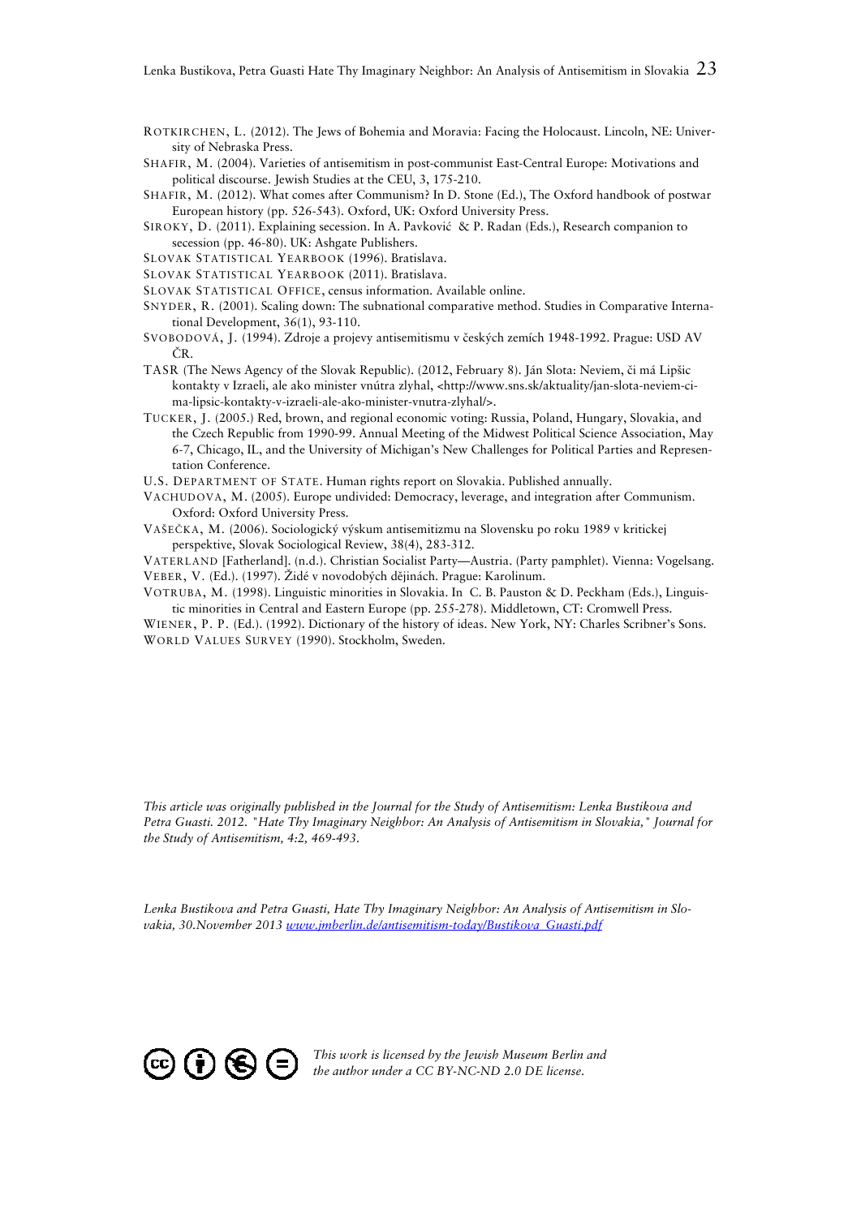ROTKIRCHEN, L. (2012). The Jews of Bohemia and Moravia: Facing the Holocaust. Lincoln, NE: University of Nebraska Press.

SHAFIR, M. (2004). Varieties of antisemitism in post-communist East-Central Europe: Motivations and political discourse. Jewish Studies at the CEU, 3, 175-210.

SHAFIR, M. (2012). What comes after Communism? In D. Stone (Ed.), The Oxford handbook of postwar European history (pp. 526-543). Oxford, UK: Oxford University Press.

SIROKY, D. (2011). Explaining secession. In A. Pavković & P. Radan (Eds.), Research companion to secession (pp. 46-80). UK: Ashgate Publishers.

SLOVAK STATISTICAL YEARBOOK (1996). Bratislava.

SLOVAK STATISTICAL YEARBOOK (2011). Bratislava.

SLOVAK STATISTICAL OFFICE, census information. Available online.

SNYDER, R. (2001). Scaling down: The subnational comparative method. Studies in Comparative International Development, 36(1), 93-110.

SVOBODOVÁ, J. (1994). Zdroje a projevy antisemitismu v českých zemích 1948-1992. Prague: USD AV ČR.

TASR (The News Agency of the Slovak Republic). (2012, February 8). Ján Slota: Neviem, či má Lipšic kontakty v Izraeli, ale ako minister vnútra zlyhal, <http://www.sns.sk/aktuality/jan-slota-neviem-ci-ma-lipsic-kontakty-v-izraeli-ale-ako-minister-vnutra-zlyhal/>.

TUCKER, J. (2005.) Red, brown, and regional economic voting: Russia, Poland, Hungary, Slovakia, and the Czech Republic from 1990-99. Annual Meeting of the Midwest Political Science Association, May 6-7, Chicago, IL, and the University of Michigan's New Challenges for Political Parties and Representation Conference.

U.S. DEPARTMENT OF STATE. Human rights report on Slovakia. Published annually.

VACHUDOVA, M. (2005). Europe undivided: Democracy, leverage, and integration after Communism. Oxford: Oxford University Press.

VAŠEČKA, M. (2006). Sociologický výskum antisemitizmu na Slovensku po roku 1989 v kritickej perspektive, Slovak Sociological Review, 38(4), 283-312.

VATERLAND [Fatherland]. (n.d.). Christian Socialist Party—Austria. (Party pamphlet). Vienna: Vogelsang.

VEBER, V. (Ed.). (1997). Židé v novodobých dějinách. Prague: Karolinum.

VOTRUBA, M. (1998). Linguistic minorities in Slovakia. In C. B. Pauston & D. Peckham (Eds.), Linguistic minorities in Central and Eastern Europe (pp. 255-278). Middletown, CT: Cromwell Press.

WIENER, P. P. (Ed.). (1992). Dictionary of the history of ideas. New York, NY: Charles Scribner's Sons.

WORLD VALUES SURVEY (1990). Stockholm, Sweden.

*This article was originally published in the Journal for the Study of Antisemitism: Lenka Bustikova and Petra Guasti. 2012. "Hate Thy Imaginary Neighbor: An Analysis of Antisemitism in Slovakia," Journal for the Study of Antisemitism, 4:2, 469-493.*

*Lenka Bustikova and Petra Guasti, Hate Thy Imaginary Neighbor: An Analysis of Antisemitism in Slovakia, 30.November 2013 www.jmberlin.de/antisemitism-today/Bustikova_Guasti.pdf*

*This work is licensed by the Jewish Museum Berlin and the author under a CC BY-NC-ND 2.0 DE license.*